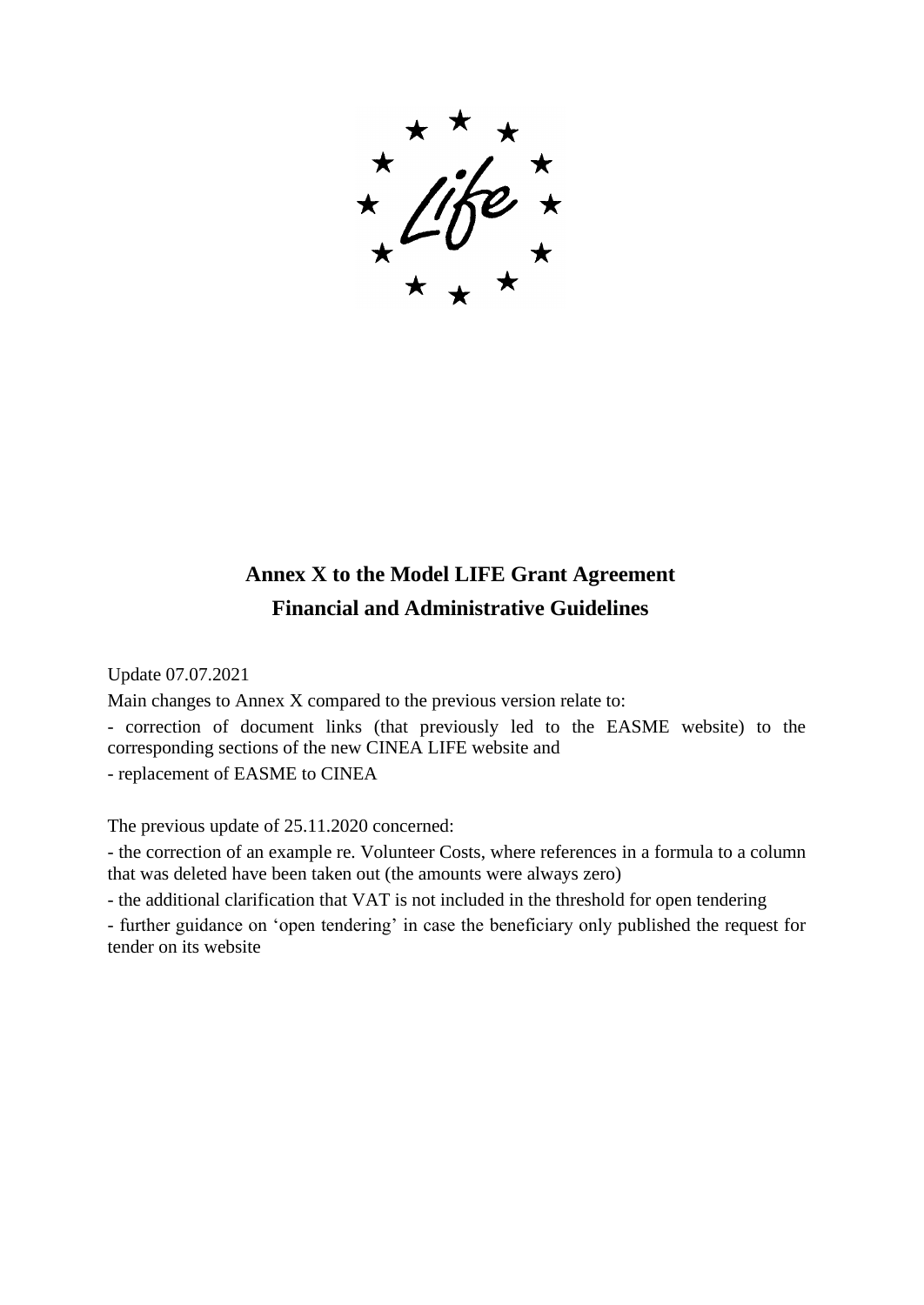# Annex X to the Model LIFE Grant Agreement
# Financial and Administrative Guidelines

Update 07.07.2021

Main changes to Annex X compared to the previous version relate to:

- correction of document links (that previously led to the EASME website) to the corresponding sections of the new CINEA LIFE website and
- replacement of EASME to CINEA

The previous update of 25.11.2020 concerned:

- the correction of an example re. Volunteer Costs, where references in a formula to a column that was deleted have been taken out (the amounts were always zero)
- the additional clarification that VAT is not included in the threshold for open tendering
- further guidance on 'open tendering' in case the beneficiary only published the request for tender on its website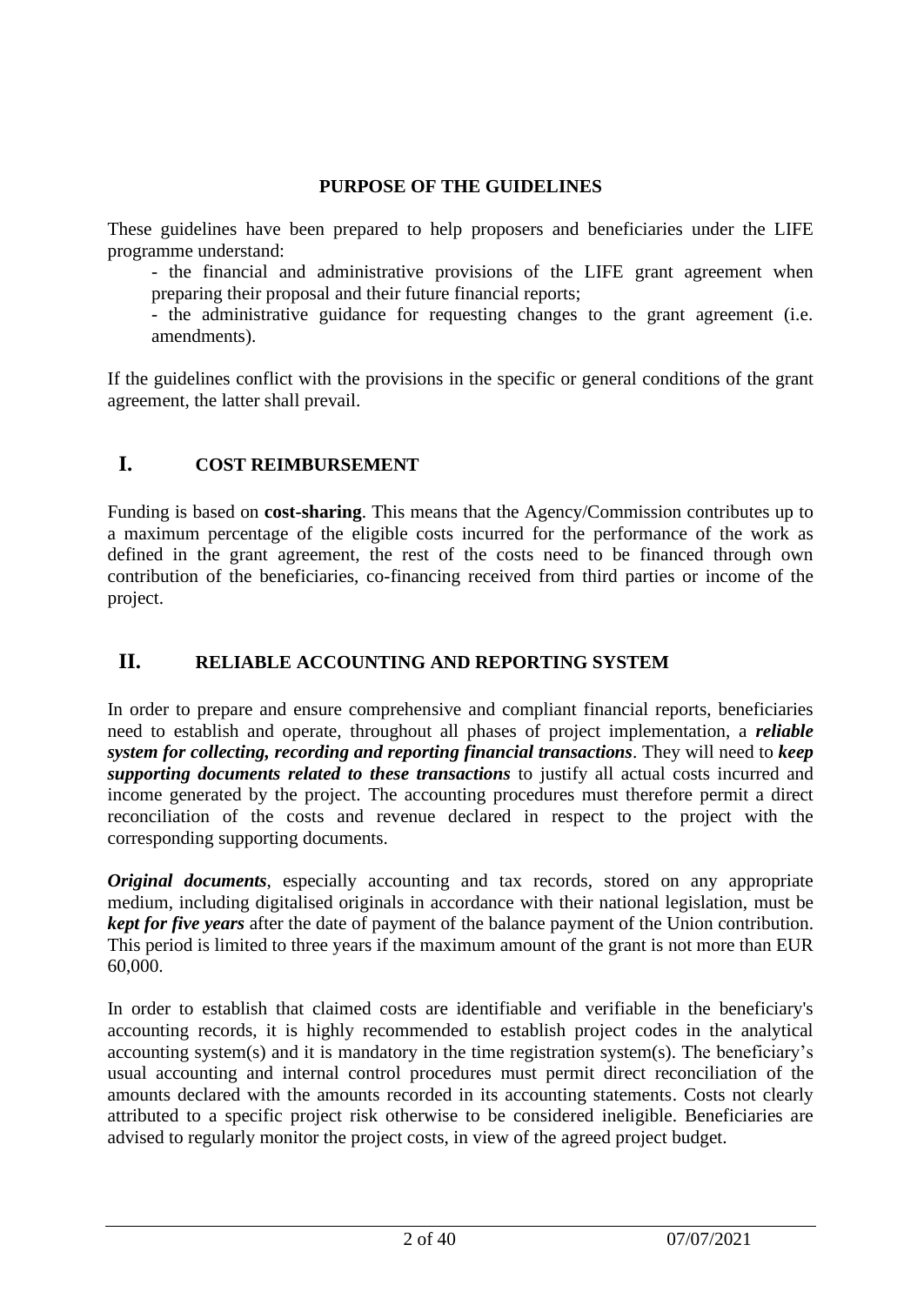**PURPOSE OF THE GUIDELINES**

These guidelines have been prepared to help proposers and beneficiaries under the LIFE programme understand:

- the financial and administrative provisions of the LIFE grant agreement when preparing their proposal and their future financial reports;
- the administrative guidance for requesting changes to the grant agreement (i.e. amendments).

If the guidelines conflict with the provisions in the specific or general conditions of the grant agreement, the latter shall prevail.

# I. COST REIMBURSEMENT

Funding is based on **cost-sharing**. This means that the Agency/Commission contributes up to a maximum percentage of the eligible costs incurred for the performance of the work as defined in the grant agreement, the rest of the costs need to be financed through own contribution of the beneficiaries, co-financing received from third parties or income of the project.

# II. RELIABLE ACCOUNTING AND REPORTING SYSTEM

In order to prepare and ensure comprehensive and compliant financial reports, beneficiaries need to establish and operate, throughout all phases of project implementation, a ***reliable system for collecting, recording and reporting financial transactions***. They will need to ***keep supporting documents related to these transactions*** to justify all actual costs incurred and income generated by the project. The accounting procedures must therefore permit a direct reconciliation of the costs and revenue declared in respect to the project with the corresponding supporting documents.

***Original documents***, especially accounting and tax records, stored on any appropriate medium, including digitalised originals in accordance with their national legislation, must be ***kept for five years*** after the date of payment of the balance payment of the Union contribution. This period is limited to three years if the maximum amount of the grant is not more than EUR 60,000.

In order to establish that claimed costs are identifiable and verifiable in the beneficiary's accounting records, it is highly recommended to establish project codes in the analytical accounting system(s) and it is mandatory in the time registration system(s). The beneficiary's usual accounting and internal control procedures must permit direct reconciliation of the amounts declared with the amounts recorded in its accounting statements. Costs not clearly attributed to a specific project risk otherwise to be considered ineligible. Beneficiaries are advised to regularly monitor the project costs, in view of the agreed project budget.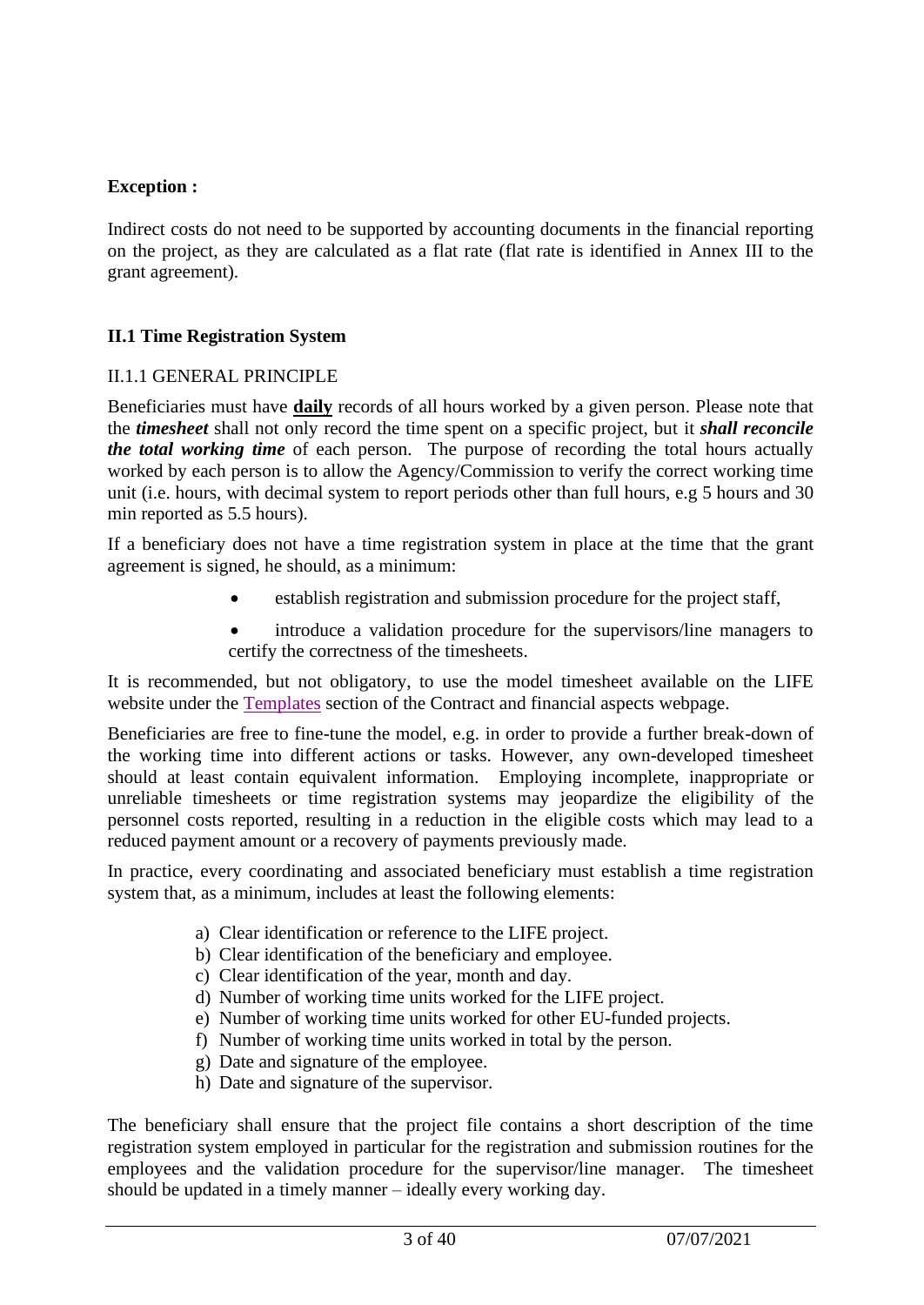**Exception :**

Indirect costs do not need to be supported by accounting documents in the financial reporting on the project, as they are calculated as a flat rate (flat rate is identified in Annex III to the grant agreement).

## II.1 Time Registration System

### II.1.1 GENERAL PRINCIPLE

Beneficiaries must have **daily** records of all hours worked by a given person. Please note that the ***timesheet*** shall not only record the time spent on a specific project, but it ***shall reconcile the total working time*** of each person. The purpose of recording the total hours actually worked by each person is to allow the Agency/Commission to verify the correct working time unit (i.e. hours, with decimal system to report periods other than full hours, e.g 5 hours and 30 min reported as 5.5 hours).

If a beneficiary does not have a time registration system in place at the time that the grant agreement is signed, he should, as a minimum:

- establish registration and submission procedure for the project staff,
- introduce a validation procedure for the supervisors/line managers to certify the correctness of the timesheets.

It is recommended, but not obligatory, to use the model timesheet available on the LIFE website under the Templates section of the Contract and financial aspects webpage.

Beneficiaries are free to fine-tune the model, e.g. in order to provide a further break-down of the working time into different actions or tasks. However, any own-developed timesheet should at least contain equivalent information. Employing incomplete, inappropriate or unreliable timesheets or time registration systems may jeopardize the eligibility of the personnel costs reported, resulting in a reduction in the eligible costs which may lead to a reduced payment amount or a recovery of payments previously made.

In practice, every coordinating and associated beneficiary must establish a time registration system that, as a minimum, includes at least the following elements:

a) Clear identification or reference to the LIFE project.
b) Clear identification of the beneficiary and employee.
c) Clear identification of the year, month and day.
d) Number of working time units worked for the LIFE project.
e) Number of working time units worked for other EU-funded projects.
f) Number of working time units worked in total by the person.
g) Date and signature of the employee.
h) Date and signature of the supervisor.

The beneficiary shall ensure that the project file contains a short description of the time registration system employed in particular for the registration and submission routines for the employees and the validation procedure for the supervisor/line manager. The timesheet should be updated in a timely manner – ideally every working day.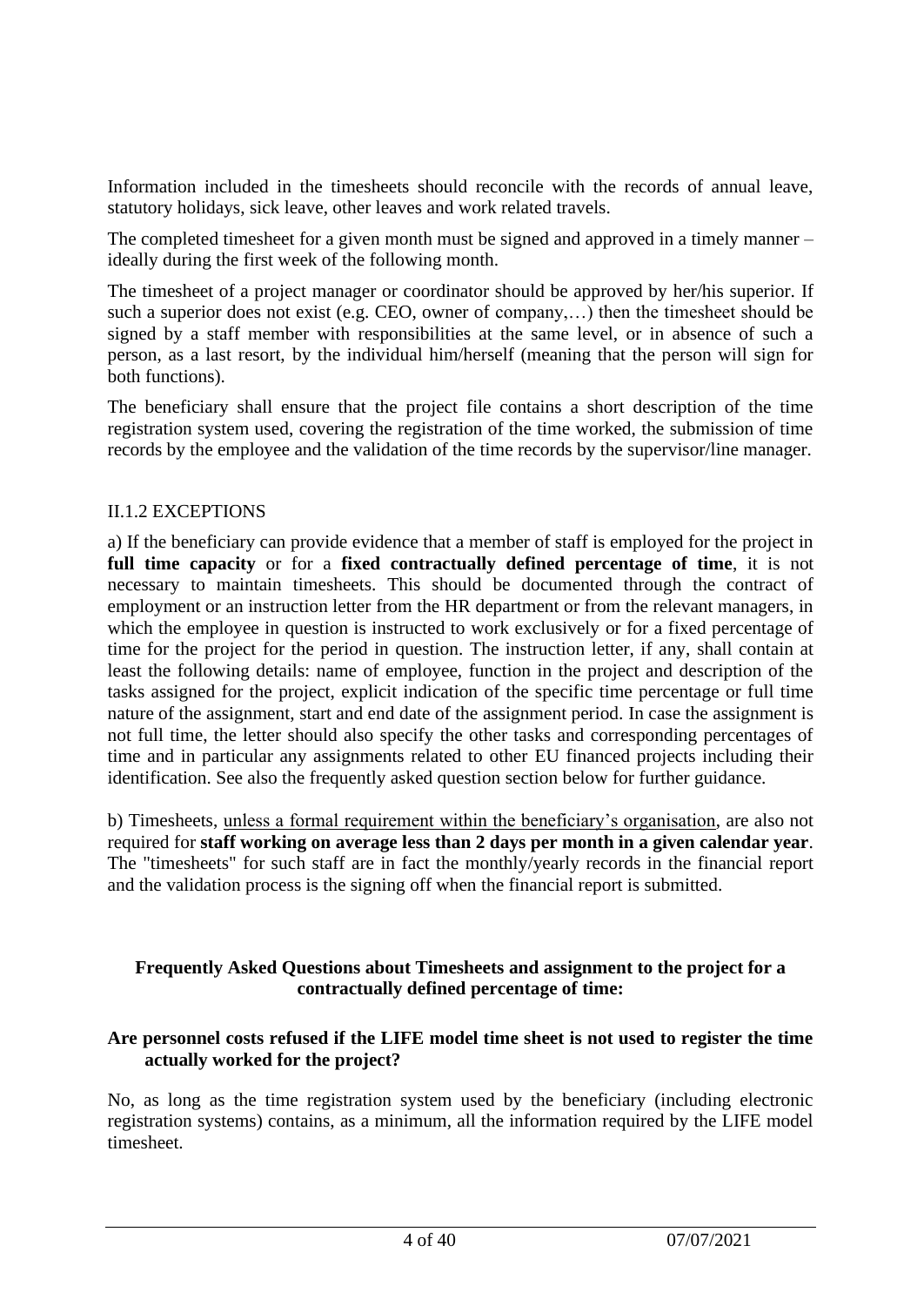Information included in the timesheets should reconcile with the records of annual leave, statutory holidays, sick leave, other leaves and work related travels.

The completed timesheet for a given month must be signed and approved in a timely manner – ideally during the first week of the following month.

The timesheet of a project manager or coordinator should be approved by her/his superior. If such a superior does not exist (e.g. CEO, owner of company,…) then the timesheet should be signed by a staff member with responsibilities at the same level, or in absence of such a person, as a last resort, by the individual him/herself (meaning that the person will sign for both functions).

The beneficiary shall ensure that the project file contains a short description of the time registration system used, covering the registration of the time worked, the submission of time records by the employee and the validation of the time records by the supervisor/line manager.

### II.1.2 EXCEPTIONS

a) If the beneficiary can provide evidence that a member of staff is employed for the project in **full time capacity** or for a **fixed contractually defined percentage of time**, it is not necessary to maintain timesheets. This should be documented through the contract of employment or an instruction letter from the HR department or from the relevant managers, in which the employee in question is instructed to work exclusively or for a fixed percentage of time for the project for the period in question. The instruction letter, if any, shall contain at least the following details: name of employee, function in the project and description of the tasks assigned for the project, explicit indication of the specific time percentage or full time nature of the assignment, start and end date of the assignment period. In case the assignment is not full time, the letter should also specify the other tasks and corresponding percentages of time and in particular any assignments related to other EU financed projects including their identification. See also the frequently asked question section below for further guidance.

b) Timesheets, <u>unless a formal requirement within the beneficiary's organisation</u>, are also not required for **staff working on average less than 2 days per month in a given calendar year**. The "timesheets" for such staff are in fact the monthly/yearly records in the financial report and the validation process is the signing off when the financial report is submitted.

**Frequently Asked Questions about Timesheets and assignment to the project for a contractually defined percentage of time:**

**Are personnel costs refused if the LIFE model time sheet is not used to register the time actually worked for the project?**

No, as long as the time registration system used by the beneficiary (including electronic registration systems) contains, as a minimum, all the information required by the LIFE model timesheet.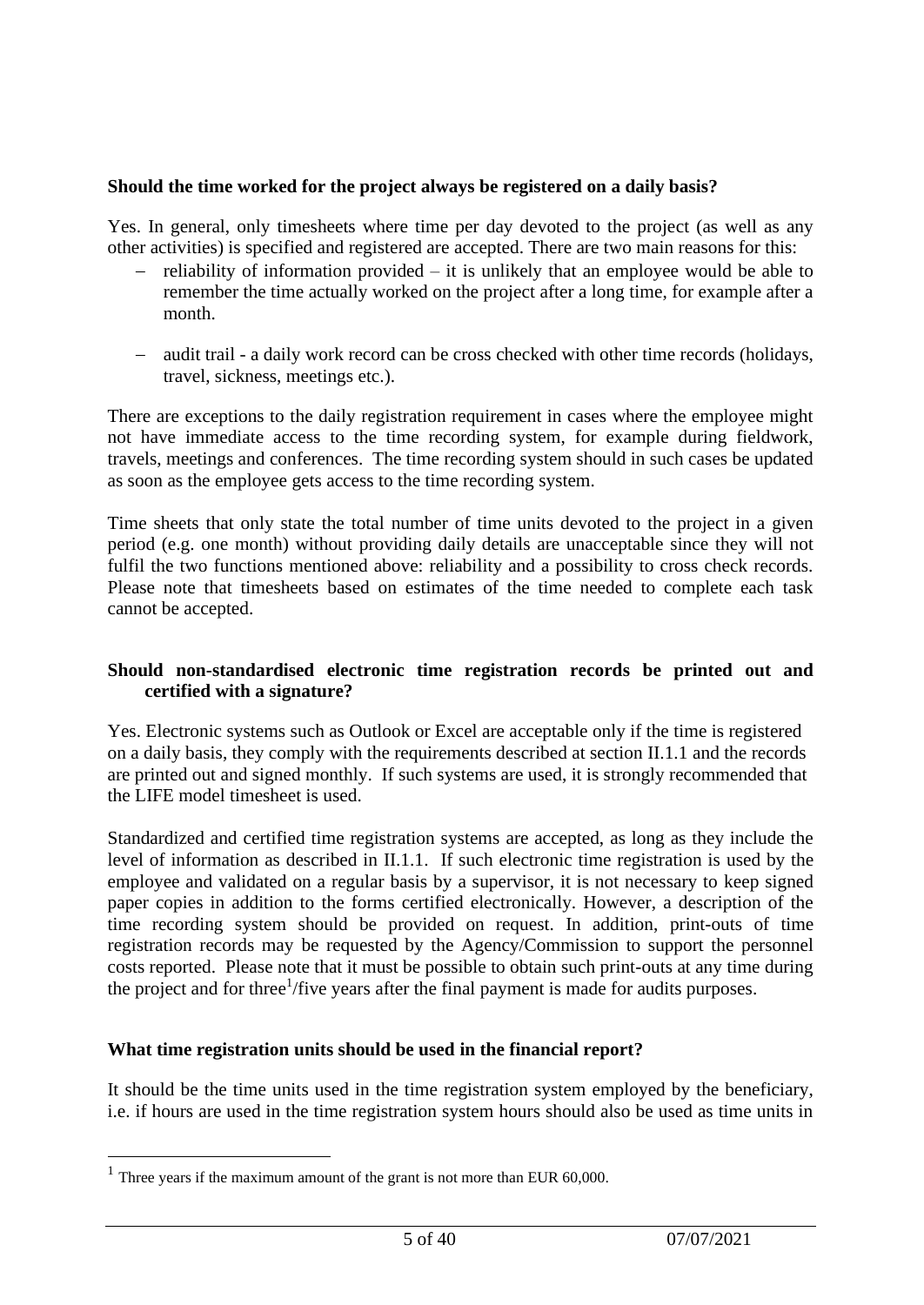**Should the time worked for the project always be registered on a daily basis?**

Yes. In general, only timesheets where time per day devoted to the project (as well as any other activities) is specified and registered are accepted. There are two main reasons for this:

- reliability of information provided – it is unlikely that an employee would be able to remember the time actually worked on the project after a long time, for example after a month.
- audit trail - a daily work record can be cross checked with other time records (holidays, travel, sickness, meetings etc.).

There are exceptions to the daily registration requirement in cases where the employee might not have immediate access to the time recording system, for example during fieldwork, travels, meetings and conferences. The time recording system should in such cases be updated as soon as the employee gets access to the time recording system.

Time sheets that only state the total number of time units devoted to the project in a given period (e.g. one month) without providing daily details are unacceptable since they will not fulfil the two functions mentioned above: reliability and a possibility to cross check records. Please note that timesheets based on estimates of the time needed to complete each task cannot be accepted.

**Should non-standardised electronic time registration records be printed out and certified with a signature?**

Yes. Electronic systems such as Outlook or Excel are acceptable only if the time is registered on a daily basis, they comply with the requirements described at section II.1.1 and the records are printed out and signed monthly. If such systems are used, it is strongly recommended that the LIFE model timesheet is used.

Standardized and certified time registration systems are accepted, as long as they include the level of information as described in II.1.1. If such electronic time registration is used by the employee and validated on a regular basis by a supervisor, it is not necessary to keep signed paper copies in addition to the forms certified electronically. However, a description of the time recording system should be provided on request. In addition, print-outs of time registration records may be requested by the Agency/Commission to support the personnel costs reported. Please note that it must be possible to obtain such print-outs at any time during the project and for three[1]/five years after the final payment is made for audits purposes.

**What time registration units should be used in the financial report?**

It should be the time units used in the time registration system employed by the beneficiary, i.e. if hours are used in the time registration system hours should also be used as time units in

[1] Three years if the maximum amount of the grant is not more than EUR 60,000.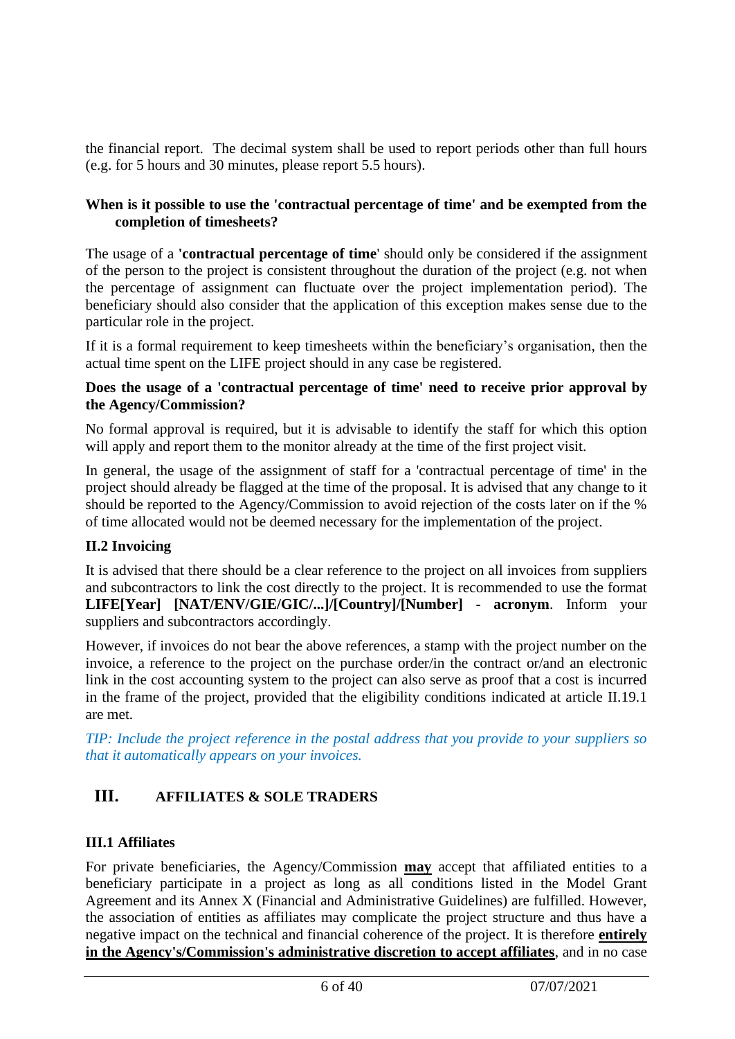the financial report. The decimal system shall be used to report periods other than full hours (e.g. for 5 hours and 30 minutes, please report 5.5 hours).

**When is it possible to use the 'contractual percentage of time' and be exempted from the completion of timesheets?**

The usage of a **'contractual percentage of time**' should only be considered if the assignment of the person to the project is consistent throughout the duration of the project (e.g. not when the percentage of assignment can fluctuate over the project implementation period). The beneficiary should also consider that the application of this exception makes sense due to the particular role in the project.

If it is a formal requirement to keep timesheets within the beneficiary's organisation, then the actual time spent on the LIFE project should in any case be registered.

**Does the usage of a 'contractual percentage of time' need to receive prior approval by the Agency/Commission?**

No formal approval is required, but it is advisable to identify the staff for which this option will apply and report them to the monitor already at the time of the first project visit.

In general, the usage of the assignment of staff for a 'contractual percentage of time' in the project should already be flagged at the time of the proposal. It is advised that any change to it should be reported to the Agency/Commission to avoid rejection of the costs later on if the % of time allocated would not be deemed necessary for the implementation of the project.

### II.2 Invoicing

It is advised that there should be a clear reference to the project on all invoices from suppliers and subcontractors to link the cost directly to the project. It is recommended to use the format **LIFE[Year] [NAT/ENV/GIE/GIC/...]/[Country]/[Number] - acronym**. Inform your suppliers and subcontractors accordingly.

However, if invoices do not bear the above references, a stamp with the project number on the invoice, a reference to the project on the purchase order/in the contract or/and an electronic link in the cost accounting system to the project can also serve as proof that a cost is incurred in the frame of the project, provided that the eligibility conditions indicated at article II.19.1 are met.

*TIP: Include the project reference in the postal address that you provide to your suppliers so that it automatically appears on your invoices.*

## III. AFFILIATES & SOLE TRADERS

### III.1 Affiliates

For private beneficiaries, the Agency/Commission **may** accept that affiliated entities to a beneficiary participate in a project as long as all conditions listed in the Model Grant Agreement and its Annex X (Financial and Administrative Guidelines) are fulfilled. However, the association of entities as affiliates may complicate the project structure and thus have a negative impact on the technical and financial coherence of the project. It is therefore **entirely in the Agency's/Commission's administrative discretion to accept affiliates**, and in no case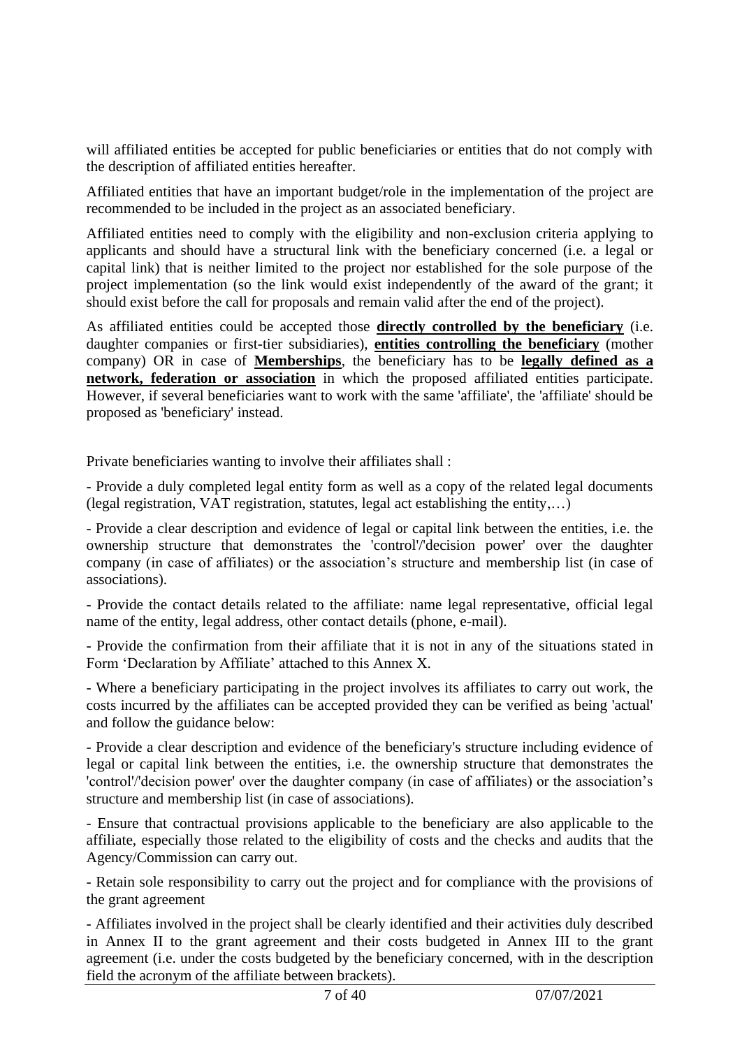will affiliated entities be accepted for public beneficiaries or entities that do not comply with the description of affiliated entities hereafter.

Affiliated entities that have an important budget/role in the implementation of the project are recommended to be included in the project as an associated beneficiary.

Affiliated entities need to comply with the eligibility and non-exclusion criteria applying to applicants and should have a structural link with the beneficiary concerned (i.e. a legal or capital link) that is neither limited to the project nor established for the sole purpose of the project implementation (so the link would exist independently of the award of the grant; it should exist before the call for proposals and remain valid after the end of the project).

As affiliated entities could be accepted those **directly controlled by the beneficiary** (i.e. daughter companies or first-tier subsidiaries), **entities controlling the beneficiary** (mother company) OR in case of **Memberships**, the beneficiary has to be **legally defined as a network, federation or association** in which the proposed affiliated entities participate. However, if several beneficiaries want to work with the same 'affiliate', the 'affiliate' should be proposed as 'beneficiary' instead.

Private beneficiaries wanting to involve their affiliates shall :

- Provide a duly completed legal entity form as well as a copy of the related legal documents (legal registration, VAT registration, statutes, legal act establishing the entity,…)

- Provide a clear description and evidence of legal or capital link between the entities, i.e. the ownership structure that demonstrates the 'control'/'decision power' over the daughter company (in case of affiliates) or the association's structure and membership list (in case of associations).

- Provide the contact details related to the affiliate: name legal representative, official legal name of the entity, legal address, other contact details (phone, e-mail).

- Provide the confirmation from their affiliate that it is not in any of the situations stated in Form 'Declaration by Affiliate' attached to this Annex X.

- Where a beneficiary participating in the project involves its affiliates to carry out work, the costs incurred by the affiliates can be accepted provided they can be verified as being 'actual' and follow the guidance below:

- Provide a clear description and evidence of the beneficiary's structure including evidence of legal or capital link between the entities, i.e. the ownership structure that demonstrates the 'control'/'decision power' over the daughter company (in case of affiliates) or the association's structure and membership list (in case of associations).

- Ensure that contractual provisions applicable to the beneficiary are also applicable to the affiliate, especially those related to the eligibility of costs and the checks and audits that the Agency/Commission can carry out.

- Retain sole responsibility to carry out the project and for compliance with the provisions of the grant agreement

- Affiliates involved in the project shall be clearly identified and their activities duly described in Annex II to the grant agreement and their costs budgeted in Annex III to the grant agreement (i.e. under the costs budgeted by the beneficiary concerned, with in the description field the acronym of the affiliate between brackets).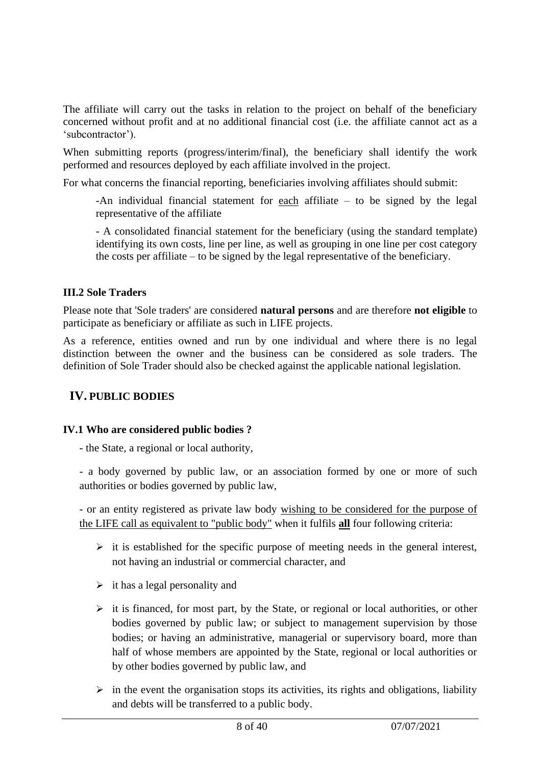The affiliate will carry out the tasks in relation to the project on behalf of the beneficiary concerned without profit and at no additional financial cost (i.e. the affiliate cannot act as a 'subcontractor').

When submitting reports (progress/interim/final), the beneficiary shall identify the work performed and resources deployed by each affiliate involved in the project.

For what concerns the financial reporting, beneficiaries involving affiliates should submit:

> -An individual financial statement for each affiliate – to be signed by the legal representative of the affiliate
>
> - A consolidated financial statement for the beneficiary (using the standard template) identifying its own costs, line per line, as well as grouping in one line per cost category the costs per affiliate – to be signed by the legal representative of the beneficiary.

### III.2 Sole Traders

Please note that 'Sole traders' are considered **natural persons** and are therefore **not eligible** to participate as beneficiary or affiliate as such in LIFE projects.

As a reference, entities owned and run by one individual and where there is no legal distinction between the owner and the business can be considered as sole traders. The definition of Sole Trader should also be checked against the applicable national legislation.

## IV. PUBLIC BODIES

### IV.1 Who are considered public bodies ?

- the State, a regional or local authority,

- a body governed by public law, or an association formed by one or more of such authorities or bodies governed by public law,

- or an entity registered as private law body wishing to be considered for the purpose of the LIFE call as equivalent to "public body" when it fulfils **all** four following criteria:

  - it is established for the specific purpose of meeting needs in the general interest, not having an industrial or commercial character, and
  - it has a legal personality and
  - it is financed, for most part, by the State, or regional or local authorities, or other bodies governed by public law; or subject to management supervision by those bodies; or having an administrative, managerial or supervisory board, more than half of whose members are appointed by the State, regional or local authorities or by other bodies governed by public law, and
  - in the event the organisation stops its activities, its rights and obligations, liability and debts will be transferred to a public body.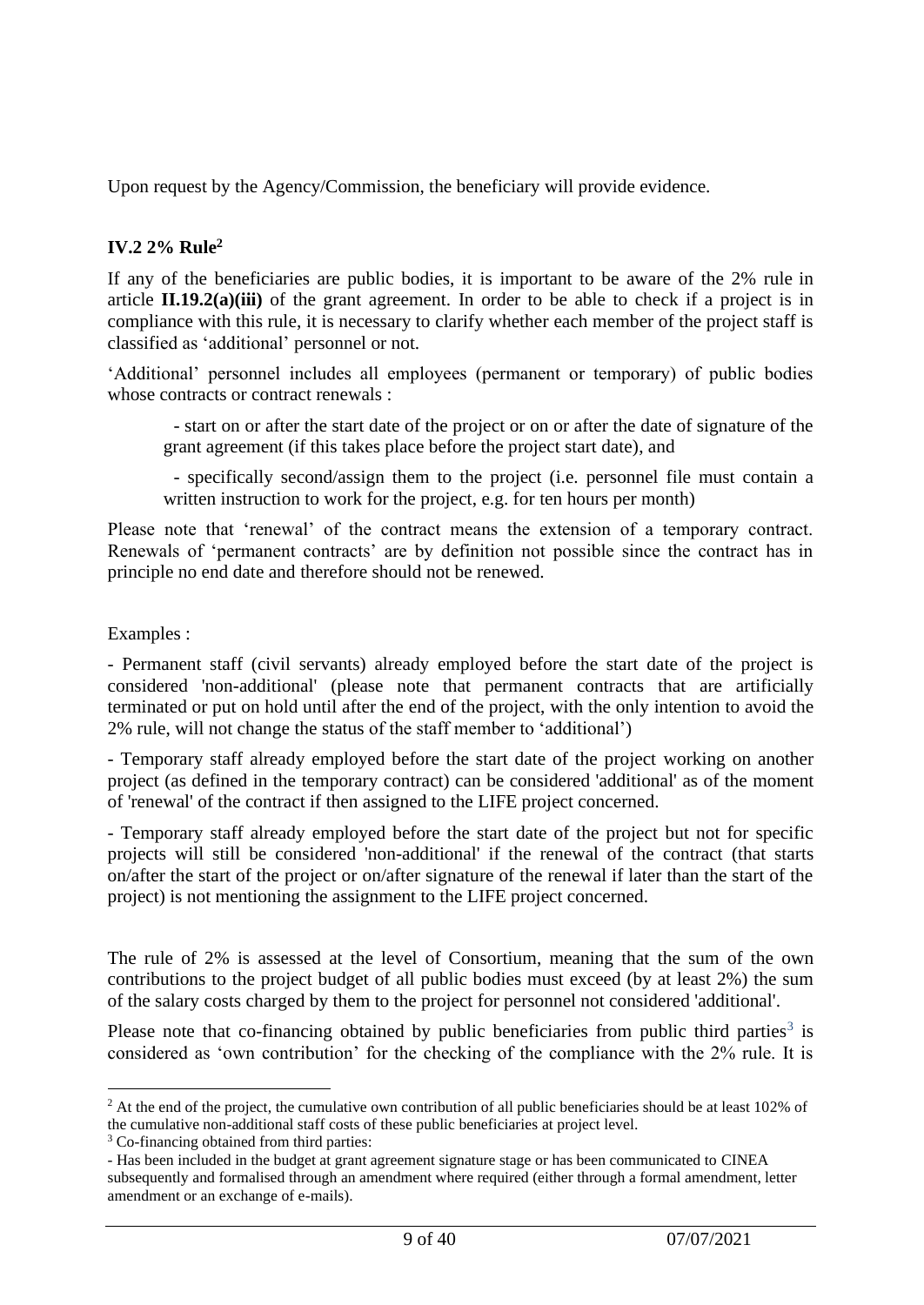Upon request by the Agency/Commission, the beneficiary will provide evidence.

### IV.2 2% Rule[2]

If any of the beneficiaries are public bodies, it is important to be aware of the 2% rule in article **II.19.2(a)(iii)** of the grant agreement. In order to be able to check if a project is in compliance with this rule, it is necessary to clarify whether each member of the project staff is classified as 'additional' personnel or not.

'Additional' personnel includes all employees (permanent or temporary) of public bodies whose contracts or contract renewals :

- start on or after the start date of the project or on or after the date of signature of the grant agreement (if this takes place before the project start date), and
- specifically second/assign them to the project (i.e. personnel file must contain a written instruction to work for the project, e.g. for ten hours per month)

Please note that 'renewal' of the contract means the extension of a temporary contract. Renewals of 'permanent contracts' are by definition not possible since the contract has in principle no end date and therefore should not be renewed.

Examples :

- Permanent staff (civil servants) already employed before the start date of the project is considered 'non-additional' (please note that permanent contracts that are artificially terminated or put on hold until after the end of the project, with the only intention to avoid the 2% rule, will not change the status of the staff member to 'additional')
- Temporary staff already employed before the start date of the project working on another project (as defined in the temporary contract) can be considered 'additional' as of the moment of 'renewal' of the contract if then assigned to the LIFE project concerned.
- Temporary staff already employed before the start date of the project but not for specific projects will still be considered 'non-additional' if the renewal of the contract (that starts on/after the start of the project or on/after signature of the renewal if later than the start of the project) is not mentioning the assignment to the LIFE project concerned.

The rule of 2% is assessed at the level of Consortium, meaning that the sum of the own contributions to the project budget of all public bodies must exceed (by at least 2%) the sum of the salary costs charged by them to the project for personnel not considered 'additional'.

Please note that co-financing obtained by public beneficiaries from public third parties[3] is considered as 'own contribution' for the checking of the compliance with the 2% rule. It is

---

[2] At the end of the project, the cumulative own contribution of all public beneficiaries should be at least 102% of the cumulative non-additional staff costs of these public beneficiaries at project level.

[3] Co-financing obtained from third parties:

- Has been included in the budget at grant agreement signature stage or has been communicated to CINEA subsequently and formalised through an amendment where required (either through a formal amendment, letter amendment or an exchange of e-mails).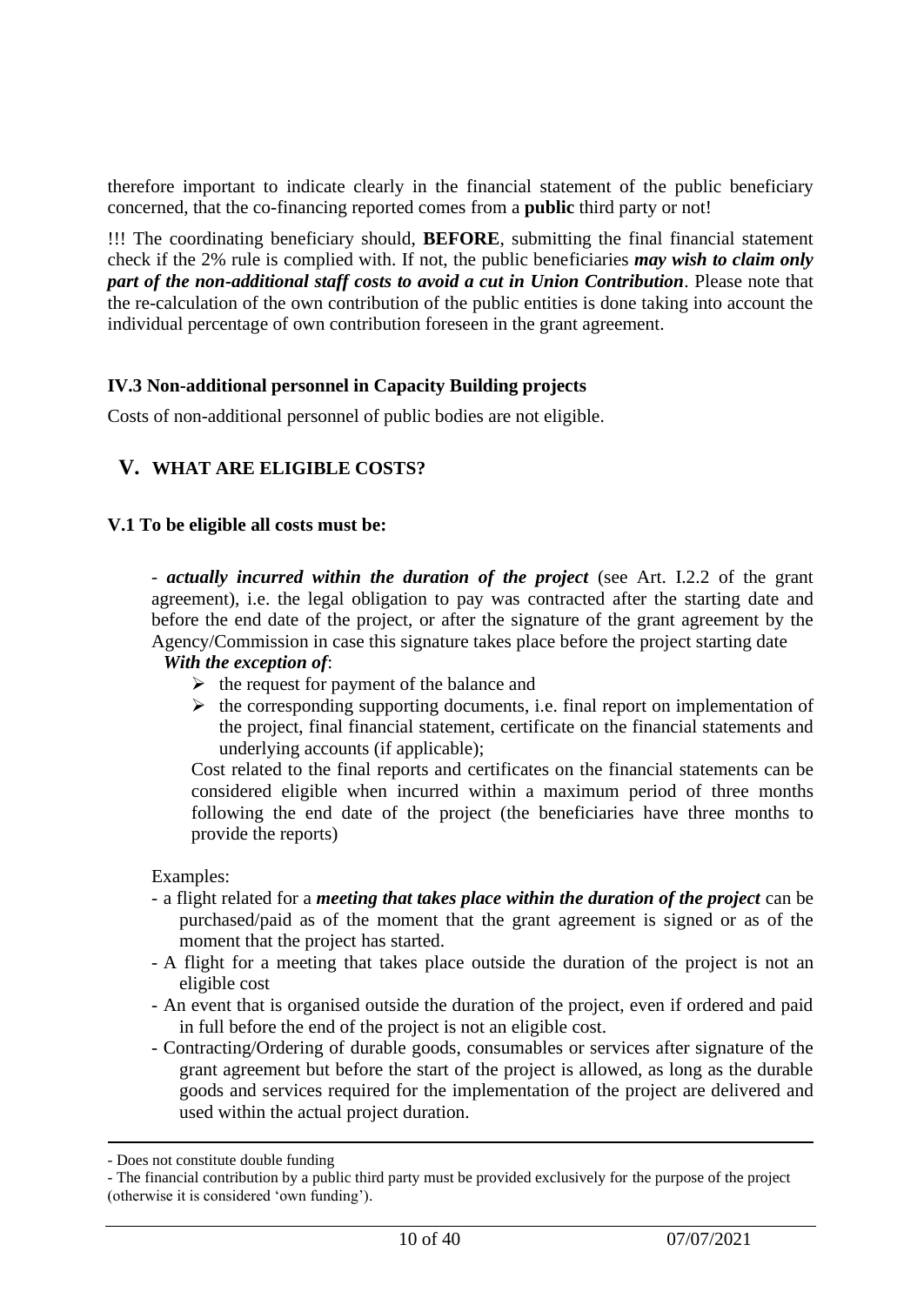therefore important to indicate clearly in the financial statement of the public beneficiary concerned, that the co-financing reported comes from a **public** third party or not!

!!! The coordinating beneficiary should, **BEFORE**, submitting the final financial statement check if the 2% rule is complied with. If not, the public beneficiaries ***may wish to claim only part of the non-additional staff costs to avoid a cut in Union Contribution***. Please note that the re-calculation of the own contribution of the public entities is done taking into account the individual percentage of own contribution foreseen in the grant agreement.

### IV.3 Non-additional personnel in Capacity Building projects

Costs of non-additional personnel of public bodies are not eligible.

## V. WHAT ARE ELIGIBLE COSTS?

### V.1 To be eligible all costs must be:

- ***actually incurred within the duration of the project*** (see Art. I.2.2 of the grant agreement), i.e. the legal obligation to pay was contracted after the starting date and before the end date of the project, or after the signature of the grant agreement by the Agency/Commission in case this signature takes place before the project starting date

  ***With the exception of***:

  - the request for payment of the balance and
  - the corresponding supporting documents, i.e. final report on implementation of the project, final financial statement, certificate on the financial statements and underlying accounts (if applicable);

  Cost related to the final reports and certificates on the financial statements can be considered eligible when incurred within a maximum period of three months following the end date of the project (the beneficiaries have three months to provide the reports)

Examples:

- a flight related for a ***meeting that takes place within the duration of the project*** can be purchased/paid as of the moment that the grant agreement is signed or as of the moment that the project has started.
- A flight for a meeting that takes place outside the duration of the project is not an eligible cost
- An event that is organised outside the duration of the project, even if ordered and paid in full before the end of the project is not an eligible cost.
- Contracting/Ordering of durable goods, consumables or services after signature of the grant agreement but before the start of the project is allowed, as long as the durable goods and services required for the implementation of the project are delivered and used within the actual project duration.

---

- Does not constitute double funding
- The financial contribution by a public third party must be provided exclusively for the purpose of the project (otherwise it is considered 'own funding').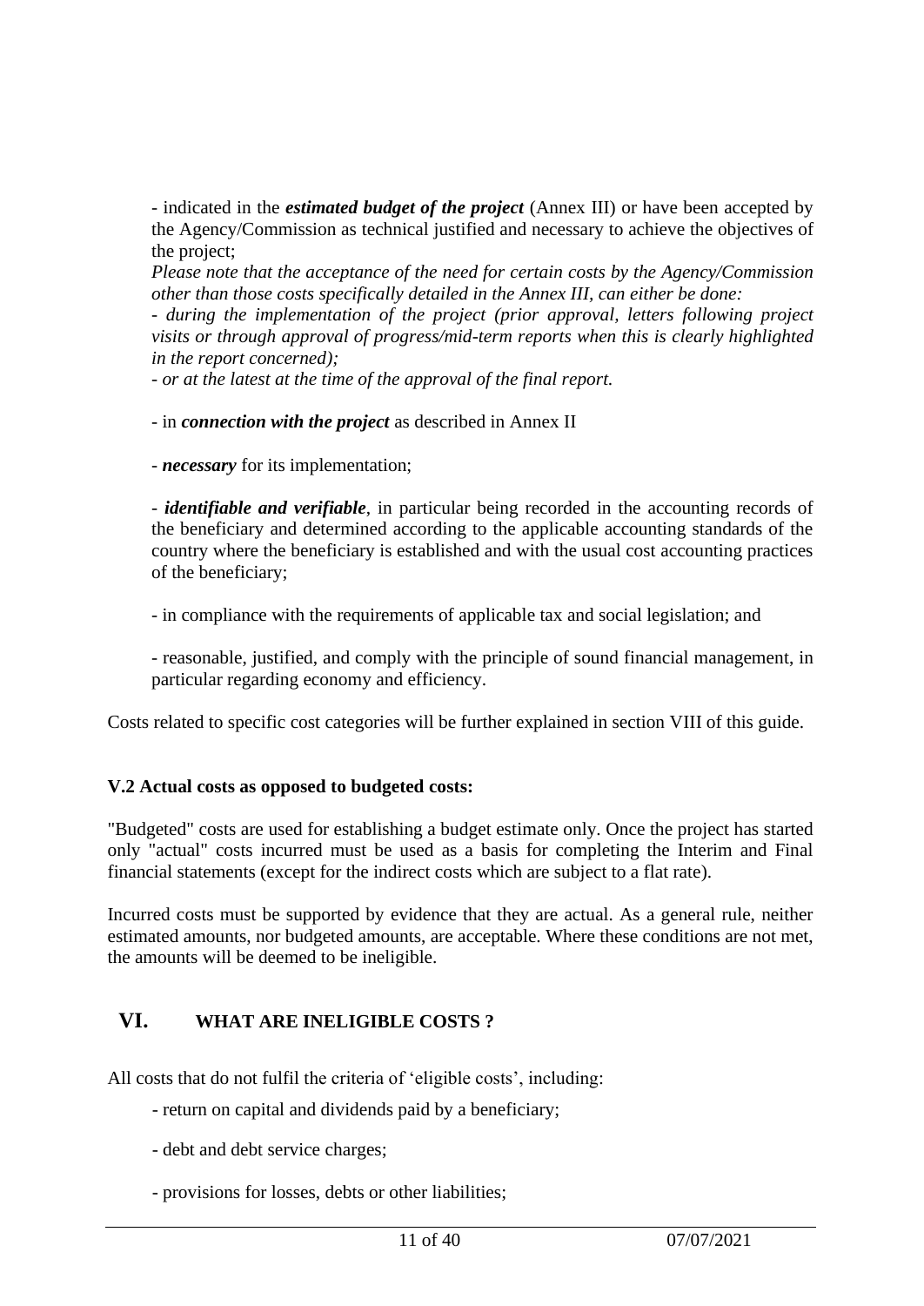- indicated in the ***estimated budget of the project*** (Annex III) or have been accepted by the Agency/Commission as technical justified and necessary to achieve the objectives of the project;

*Please note that the acceptance of the need for certain costs by the Agency/Commission other than those costs specifically detailed in the Annex III, can either be done:*

*- during the implementation of the project (prior approval, letters following project visits or through approval of progress/mid-term reports when this is clearly highlighted in the report concerned);*

*- or at the latest at the time of the approval of the final report.*

- in ***connection with the project*** as described in Annex II

- ***necessary*** for its implementation;

- ***identifiable and verifiable***, in particular being recorded in the accounting records of the beneficiary and determined according to the applicable accounting standards of the country where the beneficiary is established and with the usual cost accounting practices of the beneficiary;

- in compliance with the requirements of applicable tax and social legislation; and

- reasonable, justified, and comply with the principle of sound financial management, in particular regarding economy and efficiency.

Costs related to specific cost categories will be further explained in section VIII of this guide.

### V.2 Actual costs as opposed to budgeted costs:

"Budgeted" costs are used for establishing a budget estimate only. Once the project has started only "actual" costs incurred must be used as a basis for completing the Interim and Final financial statements (except for the indirect costs which are subject to a flat rate).

Incurred costs must be supported by evidence that they are actual. As a general rule, neither estimated amounts, nor budgeted amounts, are acceptable. Where these conditions are not met, the amounts will be deemed to be ineligible.

## VI. WHAT ARE INELIGIBLE COSTS ?

All costs that do not fulfil the criteria of 'eligible costs', including:

- return on capital and dividends paid by a beneficiary;

- debt and debt service charges;

- provisions for losses, debts or other liabilities;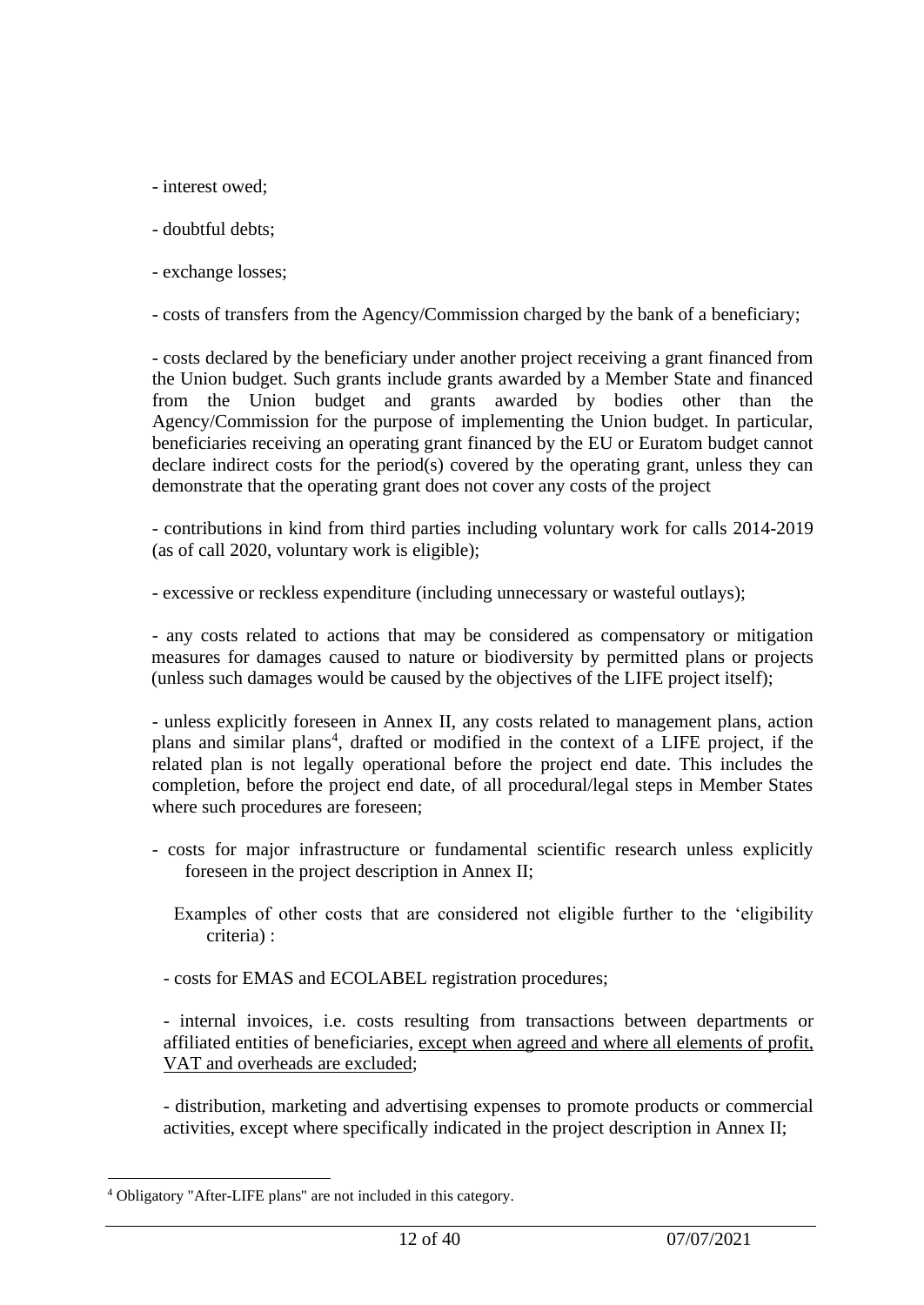- interest owed;

- doubtful debts;

- exchange losses;

- costs of transfers from the Agency/Commission charged by the bank of a beneficiary;

- costs declared by the beneficiary under another project receiving a grant financed from the Union budget. Such grants include grants awarded by a Member State and financed from the Union budget and grants awarded by bodies other than the Agency/Commission for the purpose of implementing the Union budget. In particular, beneficiaries receiving an operating grant financed by the EU or Euratom budget cannot declare indirect costs for the period(s) covered by the operating grant, unless they can demonstrate that the operating grant does not cover any costs of the project

- contributions in kind from third parties including voluntary work for calls 2014-2019 (as of call 2020, voluntary work is eligible);

- excessive or reckless expenditure (including unnecessary or wasteful outlays);

- any costs related to actions that may be considered as compensatory or mitigation measures for damages caused to nature or biodiversity by permitted plans or projects (unless such damages would be caused by the objectives of the LIFE project itself);

- unless explicitly foreseen in Annex II, any costs related to management plans, action plans and similar plans[4], drafted or modified in the context of a LIFE project, if the related plan is not legally operational before the project end date. This includes the completion, before the project end date, of all procedural/legal steps in Member States where such procedures are foreseen;

- costs for major infrastructure or fundamental scientific research unless explicitly foreseen in the project description in Annex II;

Examples of other costs that are considered not eligible further to the 'eligibility criteria) :

- costs for EMAS and ECOLABEL registration procedures;

- internal invoices, i.e. costs resulting from transactions between departments or affiliated entities of beneficiaries, <u>except when agreed and where all elements of profit, VAT and overheads are excluded</u>;

- distribution, marketing and advertising expenses to promote products or commercial activities, except where specifically indicated in the project description in Annex II;

[4] Obligatory "After-LIFE plans" are not included in this category.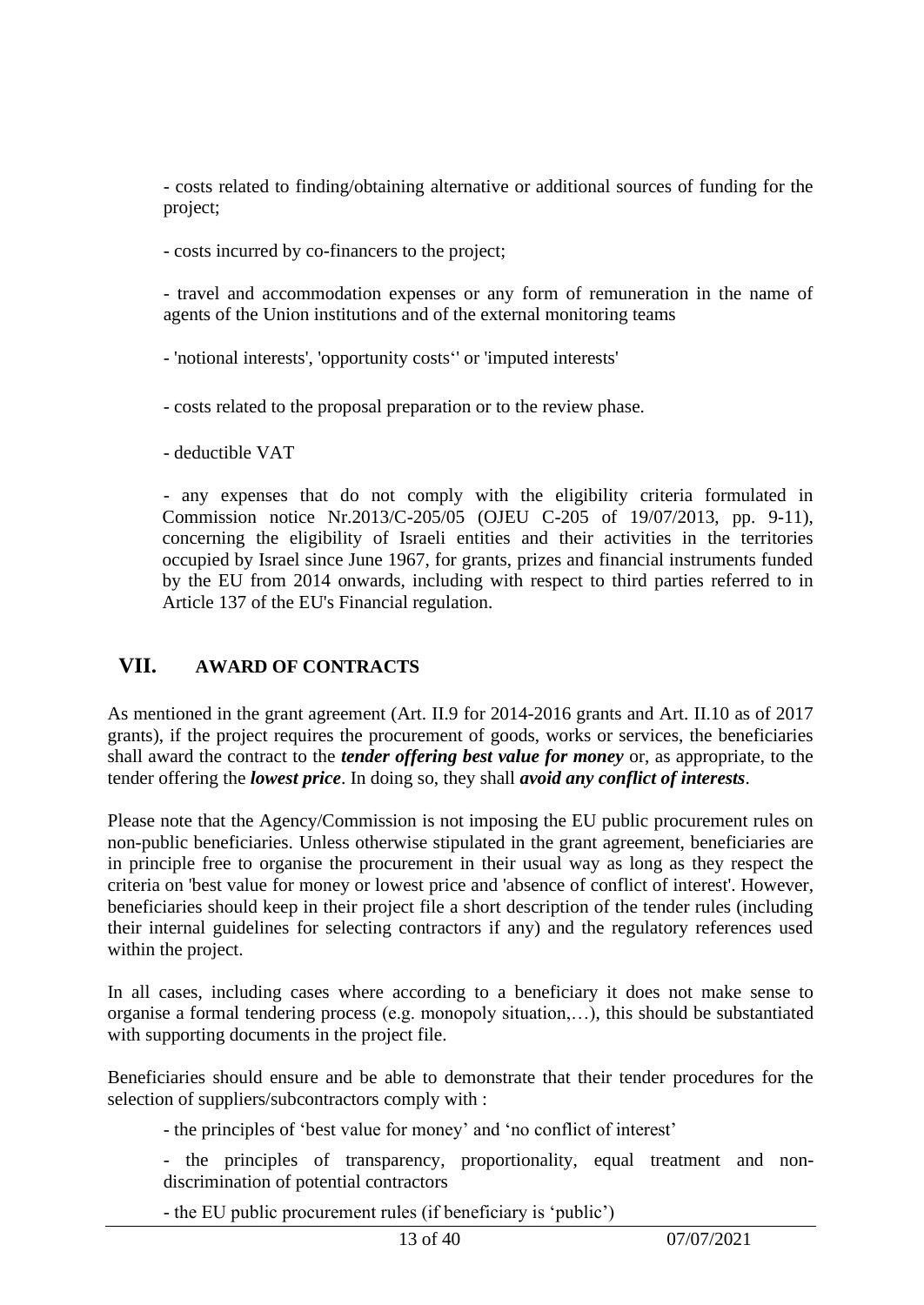- costs related to finding/obtaining alternative or additional sources of funding for the project;

- costs incurred by co-financers to the project;

- travel and accommodation expenses or any form of remuneration in the name of agents of the Union institutions and of the external monitoring teams

- 'notional interests', 'opportunity costs'' or 'imputed interests'

- costs related to the proposal preparation or to the review phase.

- deductible VAT

- any expenses that do not comply with the eligibility criteria formulated in Commission notice Nr.2013/C-205/05 (OJEU C-205 of 19/07/2013, pp. 9-11), concerning the eligibility of Israeli entities and their activities in the territories occupied by Israel since June 1967, for grants, prizes and financial instruments funded by the EU from 2014 onwards, including with respect to third parties referred to in Article 137 of the EU's Financial regulation.

## VII. AWARD OF CONTRACTS

As mentioned in the grant agreement (Art. II.9 for 2014-2016 grants and Art. II.10 as of 2017 grants), if the project requires the procurement of goods, works or services, the beneficiaries shall award the contract to the ***tender offering best value for money*** or, as appropriate, to the tender offering the ***lowest price***. In doing so, they shall ***avoid any conflict of interests***.

Please note that the Agency/Commission is not imposing the EU public procurement rules on non-public beneficiaries. Unless otherwise stipulated in the grant agreement, beneficiaries are in principle free to organise the procurement in their usual way as long as they respect the criteria on 'best value for money or lowest price and 'absence of conflict of interest'. However, beneficiaries should keep in their project file a short description of the tender rules (including their internal guidelines for selecting contractors if any) and the regulatory references used within the project.

In all cases, including cases where according to a beneficiary it does not make sense to organise a formal tendering process (e.g. monopoly situation,…), this should be substantiated with supporting documents in the project file.

Beneficiaries should ensure and be able to demonstrate that their tender procedures for the selection of suppliers/subcontractors comply with :

- the principles of 'best value for money' and 'no conflict of interest'

- the principles of transparency, proportionality, equal treatment and non-discrimination of potential contractors

- the EU public procurement rules (if beneficiary is 'public')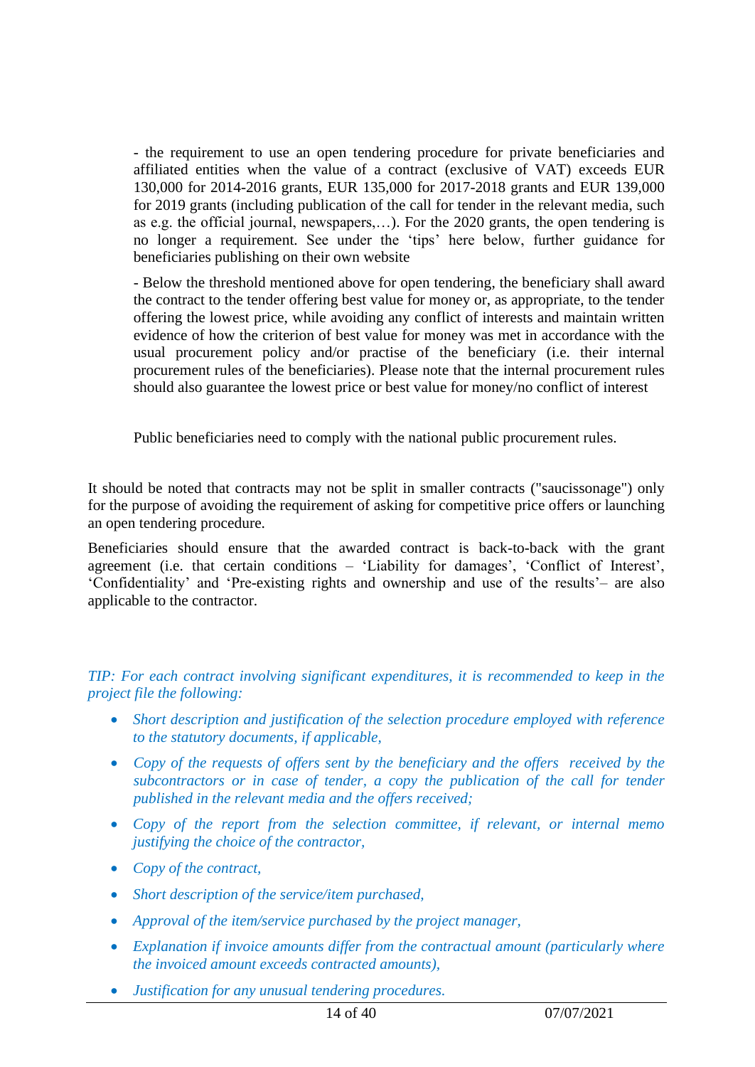- the requirement to use an open tendering procedure for private beneficiaries and affiliated entities when the value of a contract (exclusive of VAT) exceeds EUR 130,000 for 2014-2016 grants, EUR 135,000 for 2017-2018 grants and EUR 139,000 for 2019 grants (including publication of the call for tender in the relevant media, such as e.g. the official journal, newspapers,…). For the 2020 grants, the open tendering is no longer a requirement. See under the 'tips' here below, further guidance for beneficiaries publishing on their own website

- Below the threshold mentioned above for open tendering, the beneficiary shall award the contract to the tender offering best value for money or, as appropriate, to the tender offering the lowest price, while avoiding any conflict of interests and maintain written evidence of how the criterion of best value for money was met in accordance with the usual procurement policy and/or practise of the beneficiary (i.e. their internal procurement rules of the beneficiaries). Please note that the internal procurement rules should also guarantee the lowest price or best value for money/no conflict of interest

Public beneficiaries need to comply with the national public procurement rules.

It should be noted that contracts may not be split in smaller contracts ("saucissonage") only for the purpose of avoiding the requirement of asking for competitive price offers or launching an open tendering procedure.

Beneficiaries should ensure that the awarded contract is back-to-back with the grant agreement (i.e. that certain conditions – 'Liability for damages', 'Conflict of Interest', 'Confidentiality' and 'Pre-existing rights and ownership and use of the results'– are also applicable to the contractor.

*TIP: For each contract involving significant expenditures, it is recommended to keep in the project file the following:*

- *Short description and justification of the selection procedure employed with reference to the statutory documents, if applicable,*
- *Copy of the requests of offers sent by the beneficiary and the offers received by the subcontractors or in case of tender, a copy the publication of the call for tender published in the relevant media and the offers received;*
- *Copy of the report from the selection committee, if relevant, or internal memo justifying the choice of the contractor,*
- *Copy of the contract,*
- *Short description of the service/item purchased,*
- *Approval of the item/service purchased by the project manager,*
- *Explanation if invoice amounts differ from the contractual amount (particularly where the invoiced amount exceeds contracted amounts),*
- *Justification for any unusual tendering procedures.*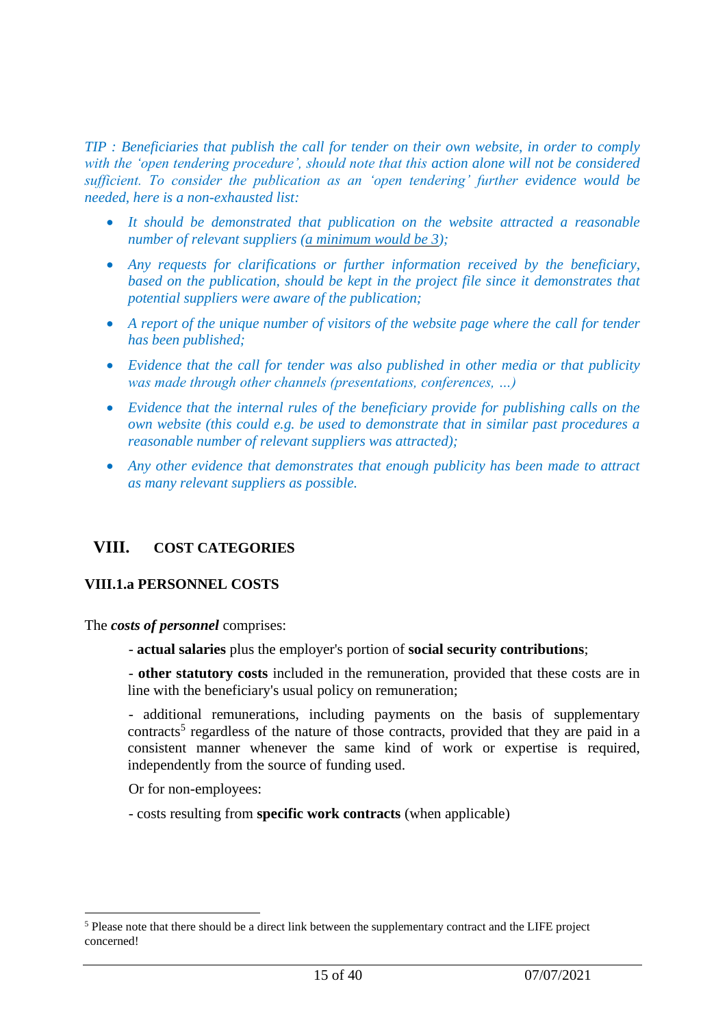*TIP : Beneficiaries that publish the call for tender on their own website, in order to comply with the 'open tendering procedure', should note that this action alone will not be considered sufficient. To consider the publication as an 'open tendering' further evidence would be needed, here is a non-exhausted list:*

- *It should be demonstrated that publication on the website attracted a reasonable number of relevant suppliers (a minimum would be 3);*
- *Any requests for clarifications or further information received by the beneficiary, based on the publication, should be kept in the project file since it demonstrates that potential suppliers were aware of the publication;*
- *A report of the unique number of visitors of the website page where the call for tender has been published;*
- *Evidence that the call for tender was also published in other media or that publicity was made through other channels (presentations, conferences, …)*
- *Evidence that the internal rules of the beneficiary provide for publishing calls on the own website (this could e.g. be used to demonstrate that in similar past procedures a reasonable number of relevant suppliers was attracted);*
- *Any other evidence that demonstrates that enough publicity has been made to attract as many relevant suppliers as possible.*

# VIII. COST CATEGORIES

## VIII.1.a PERSONNEL COSTS

The ***costs of personnel*** comprises:

- **actual salaries** plus the employer's portion of **social security contributions**;

- **other statutory costs** included in the remuneration, provided that these costs are in line with the beneficiary's usual policy on remuneration;

- additional remunerations, including payments on the basis of supplementary contracts[5] regardless of the nature of those contracts, provided that they are paid in a consistent manner whenever the same kind of work or expertise is required, independently from the source of funding used.

Or for non-employees:

- costs resulting from **specific work contracts** (when applicable)

[5] Please note that there should be a direct link between the supplementary contract and the LIFE project concerned!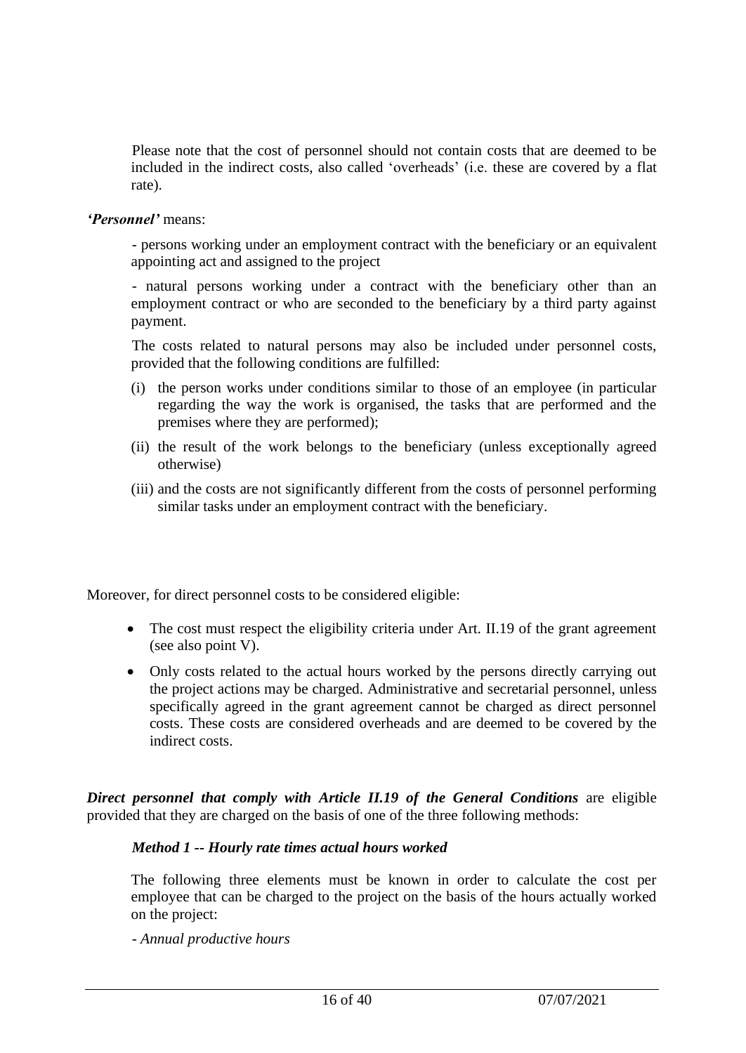Please note that the cost of personnel should not contain costs that are deemed to be included in the indirect costs, also called 'overheads' (i.e. these are covered by a flat rate).

***'Personnel'*** means:

- persons working under an employment contract with the beneficiary or an equivalent appointing act and assigned to the project

- natural persons working under a contract with the beneficiary other than an employment contract or who are seconded to the beneficiary by a third party against payment.

The costs related to natural persons may also be included under personnel costs, provided that the following conditions are fulfilled:

(i) the person works under conditions similar to those of an employee (in particular regarding the way the work is organised, the tasks that are performed and the premises where they are performed);

(ii) the result of the work belongs to the beneficiary (unless exceptionally agreed otherwise)

(iii) and the costs are not significantly different from the costs of personnel performing similar tasks under an employment contract with the beneficiary.

Moreover, for direct personnel costs to be considered eligible:

- The cost must respect the eligibility criteria under Art. II.19 of the grant agreement (see also point V).
- Only costs related to the actual hours worked by the persons directly carrying out the project actions may be charged. Administrative and secretarial personnel, unless specifically agreed in the grant agreement cannot be charged as direct personnel costs. These costs are considered overheads and are deemed to be covered by the indirect costs.

***Direct personnel that comply with Article II.19 of the General Conditions*** are eligible provided that they are charged on the basis of one of the three following methods:

***Method 1 -- Hourly rate times actual hours worked***

The following three elements must be known in order to calculate the cost per employee that can be charged to the project on the basis of the hours actually worked on the project:

*- Annual productive hours*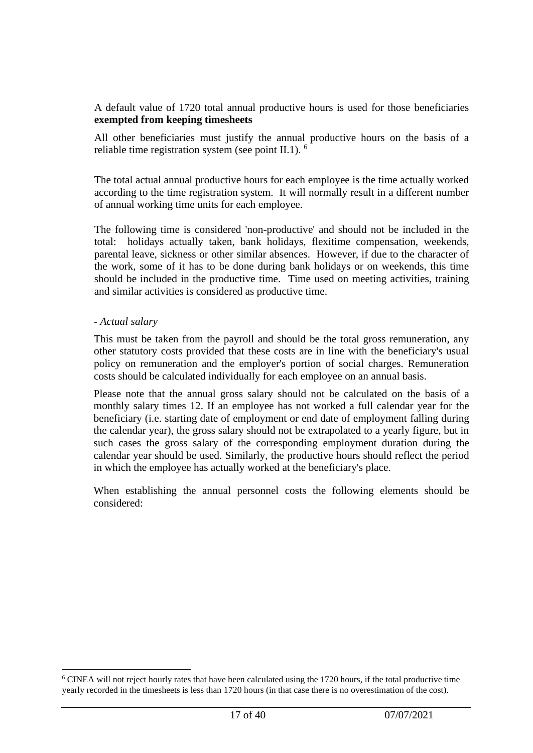A default value of 1720 total annual productive hours is used for those beneficiaries **exempted from keeping timesheets**

All other beneficiaries must justify the annual productive hours on the basis of a reliable time registration system (see point II.1). [6]

The total actual annual productive hours for each employee is the time actually worked according to the time registration system. It will normally result in a different number of annual working time units for each employee.

The following time is considered 'non-productive' and should not be included in the total: holidays actually taken, bank holidays, flexitime compensation, weekends, parental leave, sickness or other similar absences. However, if due to the character of the work, some of it has to be done during bank holidays or on weekends, this time should be included in the productive time. Time used on meeting activities, training and similar activities is considered as productive time.

- *Actual salary*

This must be taken from the payroll and should be the total gross remuneration, any other statutory costs provided that these costs are in line with the beneficiary's usual policy on remuneration and the employer's portion of social charges. Remuneration costs should be calculated individually for each employee on an annual basis.

Please note that the annual gross salary should not be calculated on the basis of a monthly salary times 12. If an employee has not worked a full calendar year for the beneficiary (i.e. starting date of employment or end date of employment falling during the calendar year), the gross salary should not be extrapolated to a yearly figure, but in such cases the gross salary of the corresponding employment duration during the calendar year should be used. Similarly, the productive hours should reflect the period in which the employee has actually worked at the beneficiary's place.

When establishing the annual personnel costs the following elements should be considered:

[6] CINEA will not reject hourly rates that have been calculated using the 1720 hours, if the total productive time yearly recorded in the timesheets is less than 1720 hours (in that case there is no overestimation of the cost).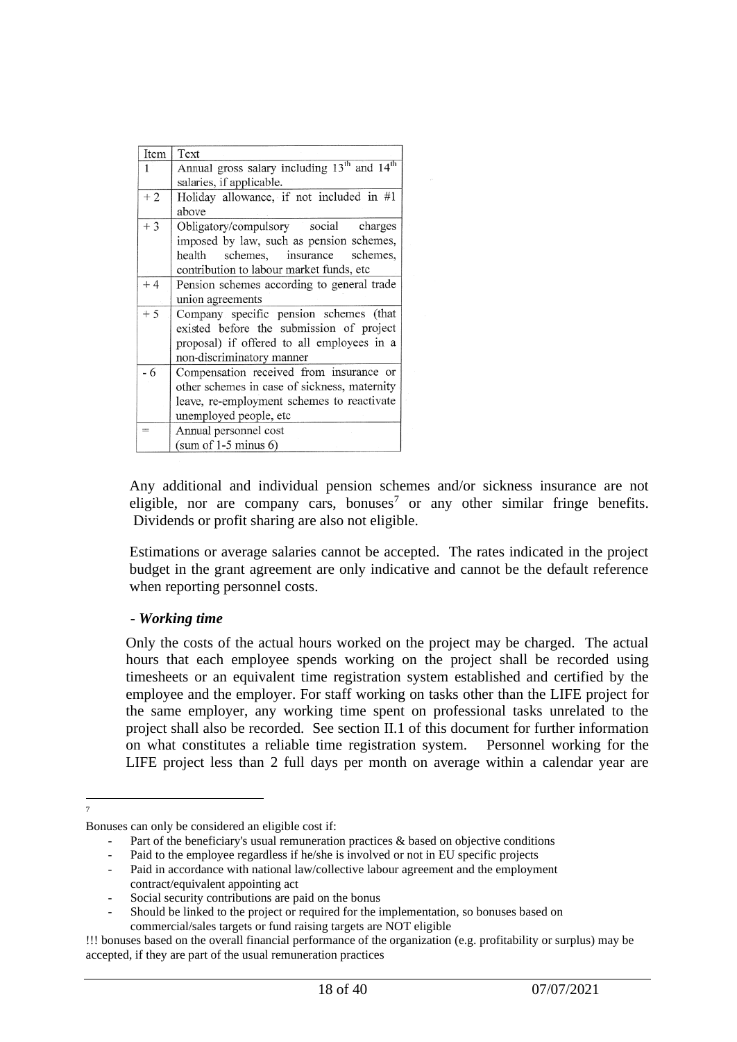| Item | Text |
|---|---|
| 1 | Annual gross salary including $13^{th}$ and $14^{th}$ salaries, if applicable. |
| + 2 | Holiday allowance, if not included in #1 above |
| + 3 | Obligatory/compulsory social charges imposed by law, such as pension schemes, health schemes, insurance schemes, contribution to labour market funds, etc |
| + 4 | Pension schemes according to general trade union agreements |
| + 5 | Company specific pension schemes (that existed before the submission of project proposal) if offered to all employees in a non-discriminatory manner |
| - 6 | Compensation received from insurance or other schemes in case of sickness, maternity leave, re-employment schemes to reactivate unemployed people, etc |
| = | Annual personnel cost (sum of 1-5 minus 6) |

Any additional and individual pension schemes and/or sickness insurance are not eligible, nor are company cars, bonuses[7] or any other similar fringe benefits. Dividends or profit sharing are also not eligible.

Estimations or average salaries cannot be accepted. The rates indicated in the project budget in the grant agreement are only indicative and cannot be the default reference when reporting personnel costs.

***- Working time***

Only the costs of the actual hours worked on the project may be charged. The actual hours that each employee spends working on the project shall be recorded using timesheets or an equivalent time registration system established and certified by the employee and the employer. For staff working on tasks other than the LIFE project for the same employer, any working time spent on professional tasks unrelated to the project shall also be recorded. See section II.1 of this document for further information on what constitutes a reliable time registration system. Personnel working for the LIFE project less than 2 full days per month on average within a calendar year are

---

[7] Bonuses can only be considered an eligible cost if:

- Part of the beneficiary's usual remuneration practices & based on objective conditions
- Paid to the employee regardless if he/she is involved or not in EU specific projects
- Paid in accordance with national law/collective labour agreement and the employment contract/equivalent appointing act
- Social security contributions are paid on the bonus
- Should be linked to the project or required for the implementation, so bonuses based on commercial/sales targets or fund raising targets are NOT eligible

!!! bonuses based on the overall financial performance of the organization (e.g. profitability or surplus) may be accepted, if they are part of the usual remuneration practices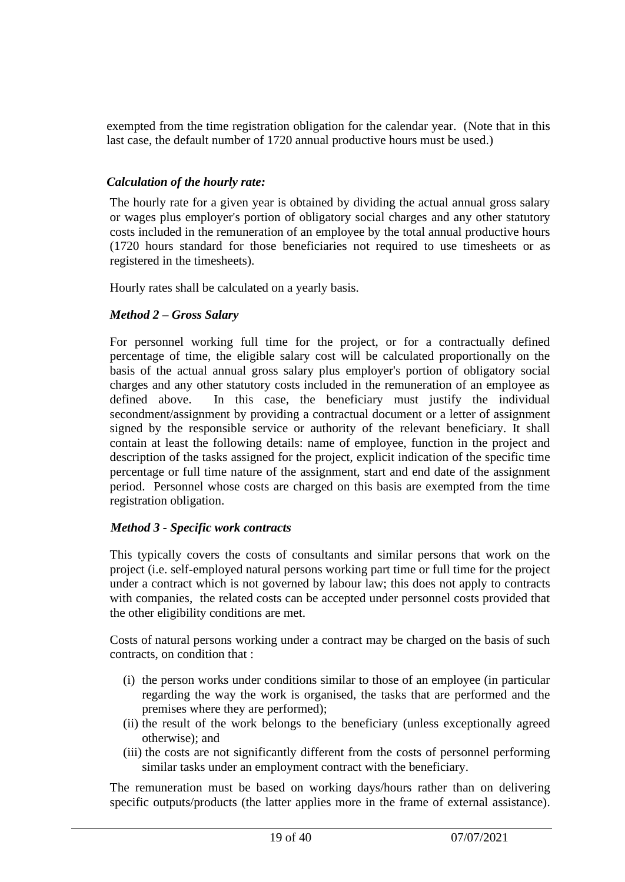exempted from the time registration obligation for the calendar year. (Note that in this last case, the default number of 1720 annual productive hours must be used.)

### *Calculation of the hourly rate:*

The hourly rate for a given year is obtained by dividing the actual annual gross salary or wages plus employer's portion of obligatory social charges and any other statutory costs included in the remuneration of an employee by the total annual productive hours (1720 hours standard for those beneficiaries not required to use timesheets or as registered in the timesheets).

Hourly rates shall be calculated on a yearly basis.

### *Method 2 – Gross Salary*

For personnel working full time for the project, or for a contractually defined percentage of time, the eligible salary cost will be calculated proportionally on the basis of the actual annual gross salary plus employer's portion of obligatory social charges and any other statutory costs included in the remuneration of an employee as defined above. In this case, the beneficiary must justify the individual secondment/assignment by providing a contractual document or a letter of assignment signed by the responsible service or authority of the relevant beneficiary. It shall contain at least the following details: name of employee, function in the project and description of the tasks assigned for the project, explicit indication of the specific time percentage or full time nature of the assignment, start and end date of the assignment period. Personnel whose costs are charged on this basis are exempted from the time registration obligation.

### *Method 3 - Specific work contracts*

This typically covers the costs of consultants and similar persons that work on the project (i.e. self-employed natural persons working part time or full time for the project under a contract which is not governed by labour law; this does not apply to contracts with companies, the related costs can be accepted under personnel costs provided that the other eligibility conditions are met.

Costs of natural persons working under a contract may be charged on the basis of such contracts, on condition that :

(i) the person works under conditions similar to those of an employee (in particular regarding the way the work is organised, the tasks that are performed and the premises where they are performed);

(ii) the result of the work belongs to the beneficiary (unless exceptionally agreed otherwise); and

(iii) the costs are not significantly different from the costs of personnel performing similar tasks under an employment contract with the beneficiary.

The remuneration must be based on working days/hours rather than on delivering specific outputs/products (the latter applies more in the frame of external assistance).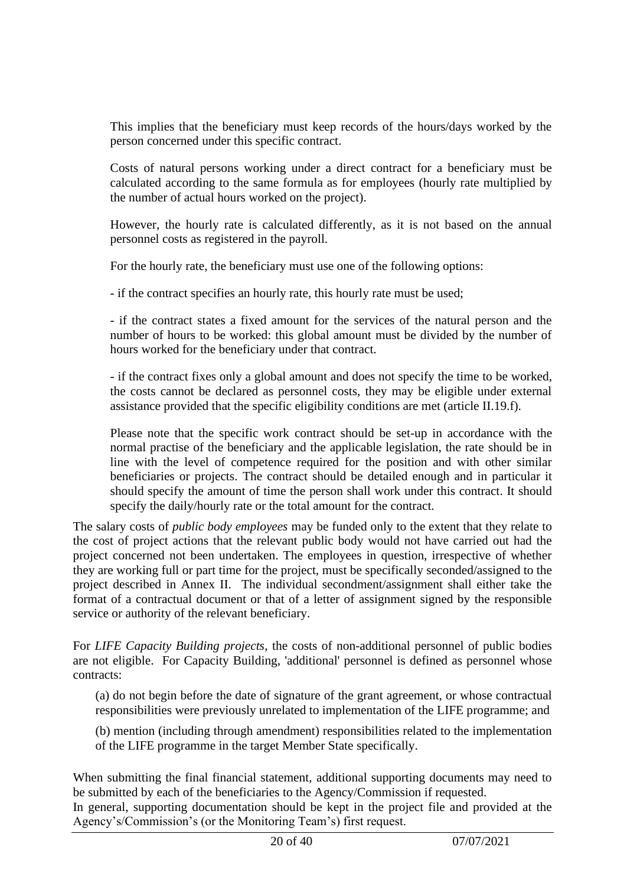This implies that the beneficiary must keep records of the hours/days worked by the person concerned under this specific contract.

Costs of natural persons working under a direct contract for a beneficiary must be calculated according to the same formula as for employees (hourly rate multiplied by the number of actual hours worked on the project).

However, the hourly rate is calculated differently, as it is not based on the annual personnel costs as registered in the payroll.

For the hourly rate, the beneficiary must use one of the following options:

- if the contract specifies an hourly rate, this hourly rate must be used;

- if the contract states a fixed amount for the services of the natural person and the number of hours to be worked: this global amount must be divided by the number of hours worked for the beneficiary under that contract.

- if the contract fixes only a global amount and does not specify the time to be worked, the costs cannot be declared as personnel costs, they may be eligible under external assistance provided that the specific eligibility conditions are met (article II.19.f).

Please note that the specific work contract should be set-up in accordance with the normal practise of the beneficiary and the applicable legislation, the rate should be in line with the level of competence required for the position and with other similar beneficiaries or projects. The contract should be detailed enough and in particular it should specify the amount of time the person shall work under this contract. It should specify the daily/hourly rate or the total amount for the contract.

The salary costs of *public body employees* may be funded only to the extent that they relate to the cost of project actions that the relevant public body would not have carried out had the project concerned not been undertaken. The employees in question, irrespective of whether they are working full or part time for the project, must be specifically seconded/assigned to the project described in Annex II. The individual secondment/assignment shall either take the format of a contractual document or that of a letter of assignment signed by the responsible service or authority of the relevant beneficiary.

For *LIFE Capacity Building projects*, the costs of non-additional personnel of public bodies are not eligible. For Capacity Building, 'additional' personnel is defined as personnel whose contracts:

(a) do not begin before the date of signature of the grant agreement, or whose contractual responsibilities were previously unrelated to implementation of the LIFE programme; and

(b) mention (including through amendment) responsibilities related to the implementation of the LIFE programme in the target Member State specifically.

When submitting the final financial statement, additional supporting documents may need to be submitted by each of the beneficiaries to the Agency/Commission if requested.
In general, supporting documentation should be kept in the project file and provided at the Agency's/Commission's (or the Monitoring Team's) first request.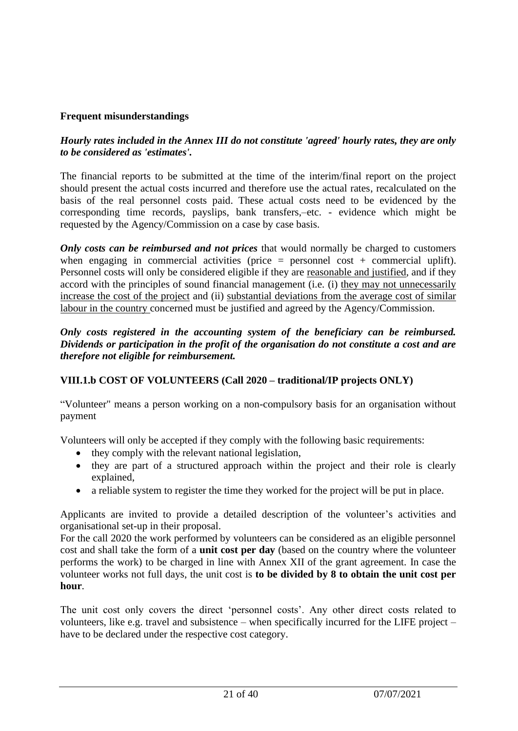**Frequent misunderstandings**

***Hourly rates included in the Annex III do not constitute 'agreed' hourly rates, they are only to be considered as 'estimates'.***

The financial reports to be submitted at the time of the interim/final report on the project should present the actual costs incurred and therefore use the actual rates, recalculated on the basis of the real personnel costs paid. These actual costs need to be evidenced by the corresponding time records, payslips, bank transfers,–etc. - evidence which might be requested by the Agency/Commission on a case by case basis.

***Only costs can be reimbursed and not prices*** that would normally be charged to customers when engaging in commercial activities (price = personnel cost + commercial uplift). Personnel costs will only be considered eligible if they are reasonable and justified, and if they accord with the principles of sound financial management (i.e. (i) they may not unnecessarily increase the cost of the project and (ii) substantial deviations from the average cost of similar labour in the country concerned must be justified and agreed by the Agency/Commission.

***Only costs registered in the accounting system of the beneficiary can be reimbursed. Dividends or participation in the profit of the organisation do not constitute a cost and are therefore not eligible for reimbursement.***

### VIII.1.b COST OF VOLUNTEERS (Call 2020 – traditional/IP projects ONLY)

"Volunteer" means a person working on a non-compulsory basis for an organisation without payment

Volunteers will only be accepted if they comply with the following basic requirements:

- they comply with the relevant national legislation,
- they are part of a structured approach within the project and their role is clearly explained,
- a reliable system to register the time they worked for the project will be put in place.

Applicants are invited to provide a detailed description of the volunteer's activities and organisational set-up in their proposal.

For the call 2020 the work performed by volunteers can be considered as an eligible personnel cost and shall take the form of a **unit cost per day** (based on the country where the volunteer performs the work) to be charged in line with Annex XII of the grant agreement. In case the volunteer works not full days, the unit cost is **to be divided by 8 to obtain the unit cost per hour**.

The unit cost only covers the direct 'personnel costs'. Any other direct costs related to volunteers, like e.g. travel and subsistence – when specifically incurred for the LIFE project – have to be declared under the respective cost category.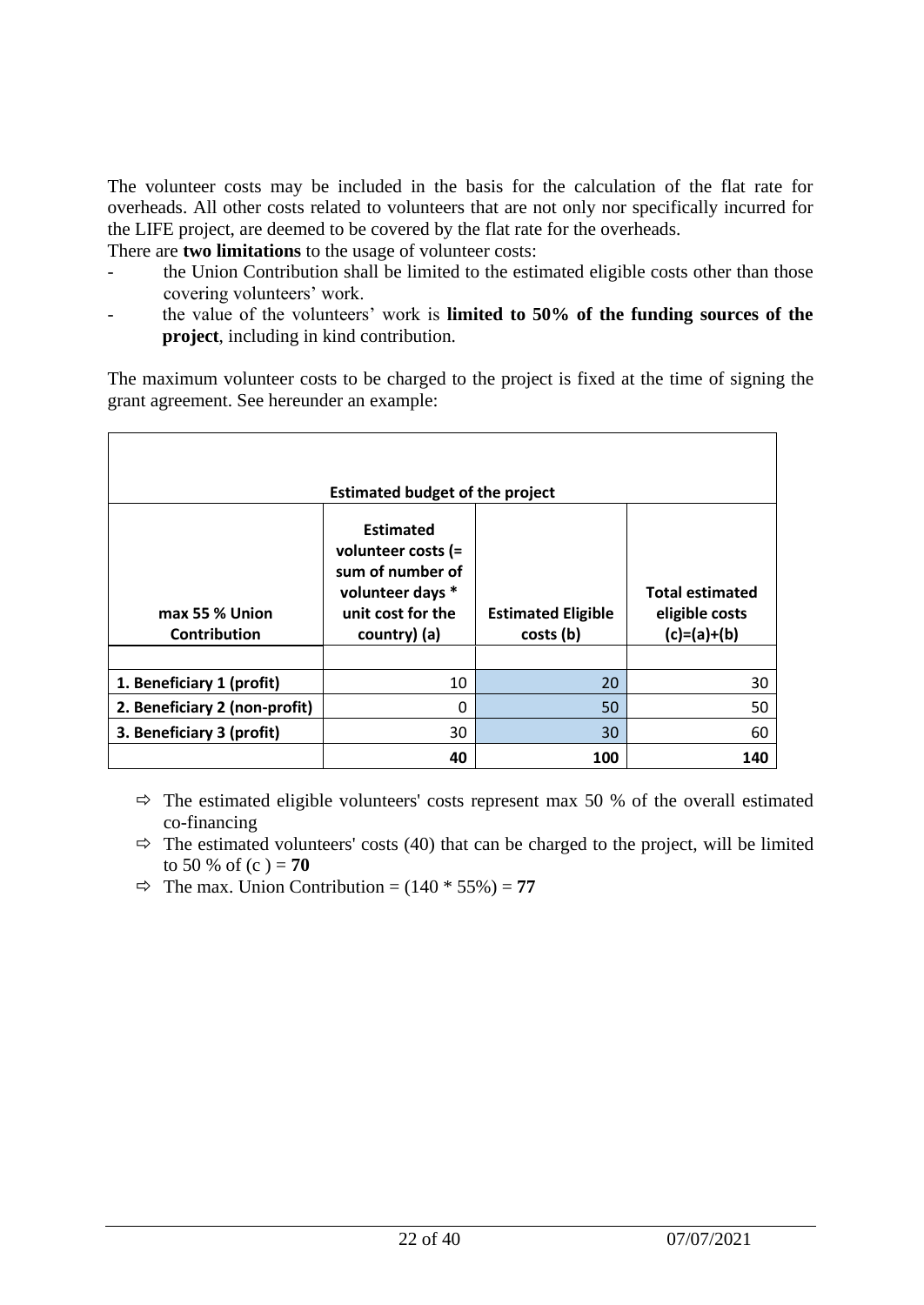The volunteer costs may be included in the basis for the calculation of the flat rate for overheads. All other costs related to volunteers that are not only nor specifically incurred for the LIFE project, are deemed to be covered by the flat rate for the overheads.

There are **two limitations** to the usage of volunteer costs:

- the Union Contribution shall be limited to the estimated eligible costs other than those covering volunteers' work.
- the value of the volunteers' work is **limited to 50% of the funding sources of the project**, including in kind contribution.

The maximum volunteer costs to be charged to the project is fixed at the time of signing the grant agreement. See hereunder an example:

| **Estimated budget of the project** | | | |
|---|---|---|---|
| **max 55 % Union Contribution** | **Estimated volunteer costs (= sum of number of volunteer days * unit cost for the country) (a)** | **Estimated Eligible costs (b)** | **Total estimated eligible costs (c)=(a)+(b)** |
| | | | |
| **1. Beneficiary 1 (profit)** | 10 | 20 | 30 |
| **2. Beneficiary 2 (non-profit)** | 0 | 50 | 50 |
| **3. Beneficiary 3 (profit)** | 30 | 30 | 60 |
| | **40** | **100** | **140** |

- ⇨ The estimated eligible volunteers' costs represent max 50 % of the overall estimated co-financing
- ⇨ The estimated volunteers' costs (40) that can be charged to the project, will be limited to 50 % of (c ) = **70**
- ⇨ The max. Union Contribution = (140 * 55%) = **77**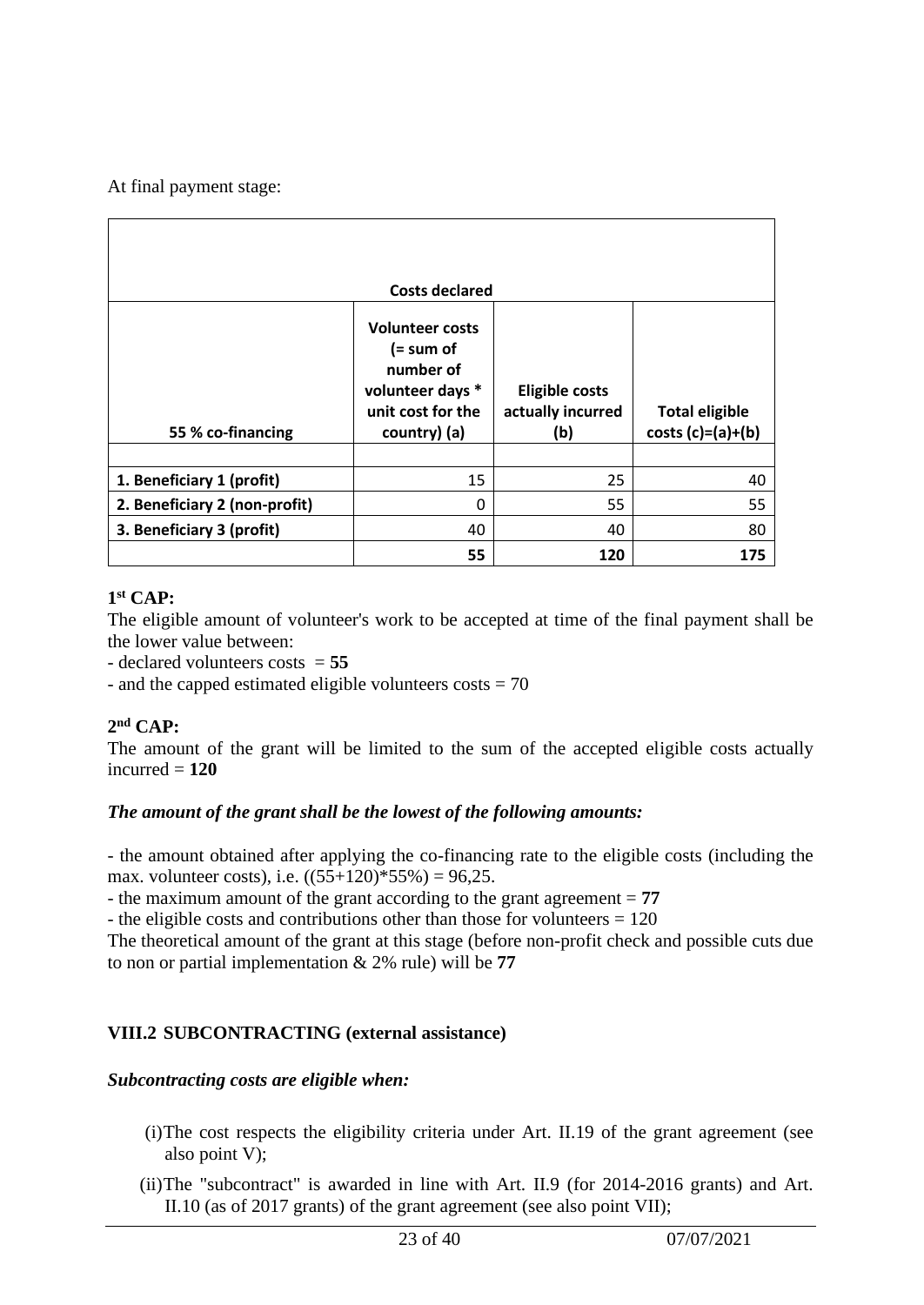At final payment stage:

| Costs declared | | | |
|---|---|---|---|
| **55 % co-financing** | **Volunteer costs (= sum of number of volunteer days * unit cost for the country) (a)** | **Eligible costs actually incurred (b)** | **Total eligible costs (c)=(a)+(b)** |
| | | | |
| **1. Beneficiary 1 (profit)** | 15 | 25 | 40 |
| **2. Beneficiary 2 (non-profit)** | 0 | 55 | 55 |
| **3. Beneficiary 3 (profit)** | 40 | 40 | 80 |
| | **55** | **120** | **175** |

**1st CAP:**

The eligible amount of volunteer's work to be accepted at time of the final payment shall be the lower value between:

- declared volunteers costs = **55**
- and the capped estimated eligible volunteers costs = 70

**2nd CAP:**

The amount of the grant will be limited to the sum of the accepted eligible costs actually incurred = **120**

***The amount of the grant shall be the lowest of the following amounts:***

- the amount obtained after applying the co-financing rate to the eligible costs (including the max. volunteer costs), i.e. ((55+120)*55%) = 96,25.
- the maximum amount of the grant according to the grant agreement = **77**
- the eligible costs and contributions other than those for volunteers = 120

The theoretical amount of the grant at this stage (before non-profit check and possible cuts due to non or partial implementation & 2% rule) will be **77**

### VIII.2 SUBCONTRACTING (external assistance)

***Subcontracting costs are eligible when:***

(i) The cost respects the eligibility criteria under Art. II.19 of the grant agreement (see also point V);

(ii) The "subcontract" is awarded in line with Art. II.9 (for 2014-2016 grants) and Art. II.10 (as of 2017 grants) of the grant agreement (see also point VII);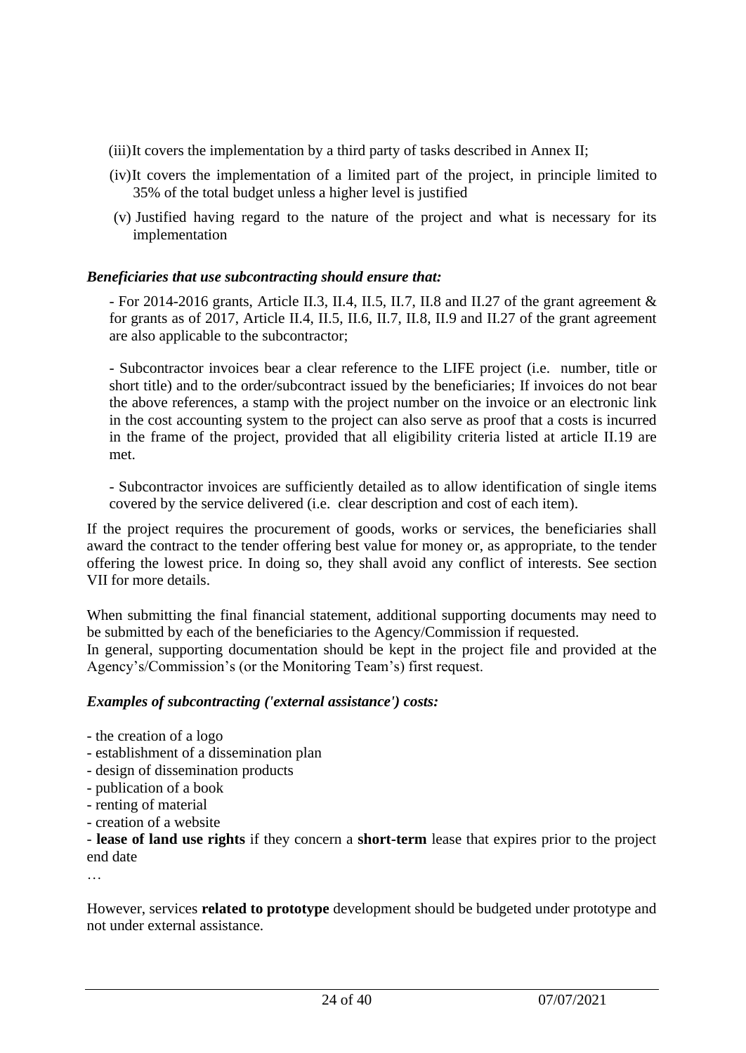(iii) It covers the implementation by a third party of tasks described in Annex II;

(iv) It covers the implementation of a limited part of the project, in principle limited to 35% of the total budget unless a higher level is justified

(v) Justified having regard to the nature of the project and what is necessary for its implementation

***Beneficiaries that use subcontracting should ensure that:***

- For 2014-2016 grants, Article II.3, II.4, II.5, II.7, II.8 and II.27 of the grant agreement & for grants as of 2017, Article II.4, II.5, II.6, II.7, II.8, II.9 and II.27 of the grant agreement are also applicable to the subcontractor;

- Subcontractor invoices bear a clear reference to the LIFE project (i.e. number, title or short title) and to the order/subcontract issued by the beneficiaries; If invoices do not bear the above references, a stamp with the project number on the invoice or an electronic link in the cost accounting system to the project can also serve as proof that a costs is incurred in the frame of the project, provided that all eligibility criteria listed at article II.19 are met.

- Subcontractor invoices are sufficiently detailed as to allow identification of single items covered by the service delivered (i.e. clear description and cost of each item).

If the project requires the procurement of goods, works or services, the beneficiaries shall award the contract to the tender offering best value for money or, as appropriate, to the tender offering the lowest price. In doing so, they shall avoid any conflict of interests. See section VII for more details.

When submitting the final financial statement, additional supporting documents may need to be submitted by each of the beneficiaries to the Agency/Commission if requested.
In general, supporting documentation should be kept in the project file and provided at the Agency's/Commission's (or the Monitoring Team's) first request.

***Examples of subcontracting ('external assistance') costs:***

- the creation of a logo
- establishment of a dissemination plan
- design of dissemination products
- publication of a book
- renting of material
- creation of a website
- **lease of land use rights** if they concern a **short-term** lease that expires prior to the project end date

…

However, services **related to prototype** development should be budgeted under prototype and not under external assistance.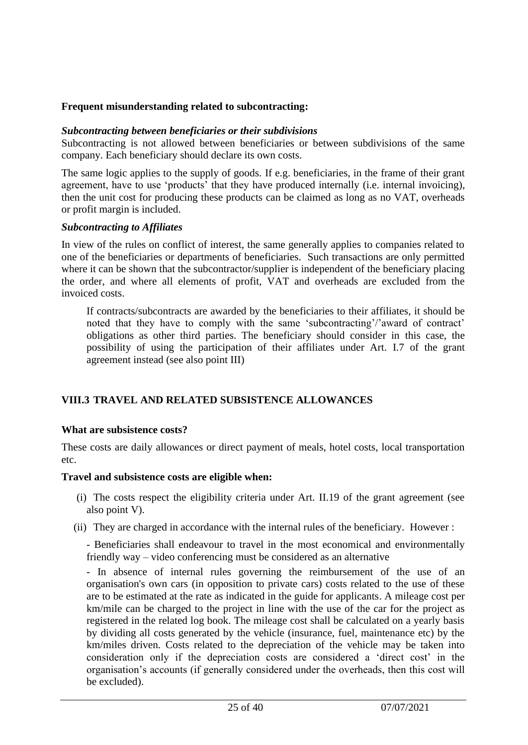**Frequent misunderstanding related to subcontracting:**

***Subcontracting between beneficiaries or their subdivisions***

Subcontracting is not allowed between beneficiaries or between subdivisions of the same company. Each beneficiary should declare its own costs.

The same logic applies to the supply of goods. If e.g. beneficiaries, in the frame of their grant agreement, have to use 'products' that they have produced internally (i.e. internal invoicing), then the unit cost for producing these products can be claimed as long as no VAT, overheads or profit margin is included.

***Subcontracting to Affiliates***

In view of the rules on conflict of interest, the same generally applies to companies related to one of the beneficiaries or departments of beneficiaries. Such transactions are only permitted where it can be shown that the subcontractor/supplier is independent of the beneficiary placing the order, and where all elements of profit, VAT and overheads are excluded from the invoiced costs.

> If contracts/subcontracts are awarded by the beneficiaries to their affiliates, it should be noted that they have to comply with the same 'subcontracting'/'award of contract' obligations as other third parties. The beneficiary should consider in this case, the possibility of using the participation of their affiliates under Art. I.7 of the grant agreement instead (see also point III)

## VIII.3 TRAVEL AND RELATED SUBSISTENCE ALLOWANCES

**What are subsistence costs?**

These costs are daily allowances or direct payment of meals, hotel costs, local transportation etc.

**Travel and subsistence costs are eligible when:**

(i) The costs respect the eligibility criteria under Art. II.19 of the grant agreement (see also point V).

(ii) They are charged in accordance with the internal rules of the beneficiary. However :

- Beneficiaries shall endeavour to travel in the most economical and environmentally friendly way – video conferencing must be considered as an alternative

- In absence of internal rules governing the reimbursement of the use of an organisation's own cars (in opposition to private cars) costs related to the use of these are to be estimated at the rate as indicated in the guide for applicants. A mileage cost per km/mile can be charged to the project in line with the use of the car for the project as registered in the related log book. The mileage cost shall be calculated on a yearly basis by dividing all costs generated by the vehicle (insurance, fuel, maintenance etc) by the km/miles driven. Costs related to the depreciation of the vehicle may be taken into consideration only if the depreciation costs are considered a 'direct cost' in the organisation's accounts (if generally considered under the overheads, then this cost will be excluded).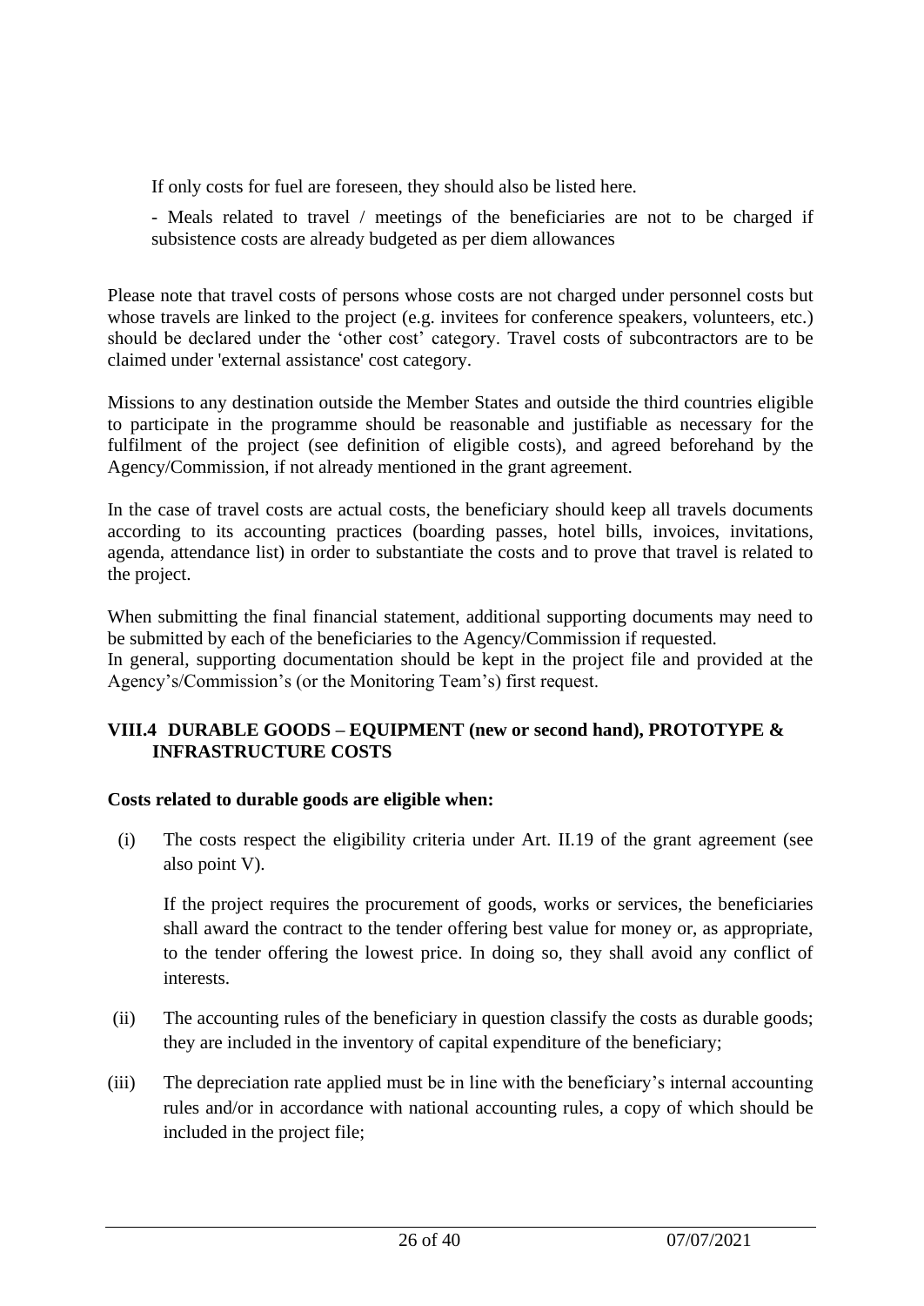If only costs for fuel are foreseen, they should also be listed here.

- Meals related to travel / meetings of the beneficiaries are not to be charged if subsistence costs are already budgeted as per diem allowances

Please note that travel costs of persons whose costs are not charged under personnel costs but whose travels are linked to the project (e.g. invitees for conference speakers, volunteers, etc.) should be declared under the 'other cost' category. Travel costs of subcontractors are to be claimed under 'external assistance' cost category.

Missions to any destination outside the Member States and outside the third countries eligible to participate in the programme should be reasonable and justifiable as necessary for the fulfilment of the project (see definition of eligible costs), and agreed beforehand by the Agency/Commission, if not already mentioned in the grant agreement.

In the case of travel costs are actual costs, the beneficiary should keep all travels documents according to its accounting practices (boarding passes, hotel bills, invoices, invitations, agenda, attendance list) in order to substantiate the costs and to prove that travel is related to the project.

When submitting the final financial statement, additional supporting documents may need to be submitted by each of the beneficiaries to the Agency/Commission if requested.
In general, supporting documentation should be kept in the project file and provided at the Agency's/Commission's (or the Monitoring Team's) first request.

## VIII.4 DURABLE GOODS – EQUIPMENT (new or second hand), PROTOTYPE & INFRASTRUCTURE COSTS

**Costs related to durable goods are eligible when:**

(i) The costs respect the eligibility criteria under Art. II.19 of the grant agreement (see also point V).

If the project requires the procurement of goods, works or services, the beneficiaries shall award the contract to the tender offering best value for money or, as appropriate, to the tender offering the lowest price. In doing so, they shall avoid any conflict of interests.

(ii) The accounting rules of the beneficiary in question classify the costs as durable goods; they are included in the inventory of capital expenditure of the beneficiary;

(iii) The depreciation rate applied must be in line with the beneficiary's internal accounting rules and/or in accordance with national accounting rules, a copy of which should be included in the project file;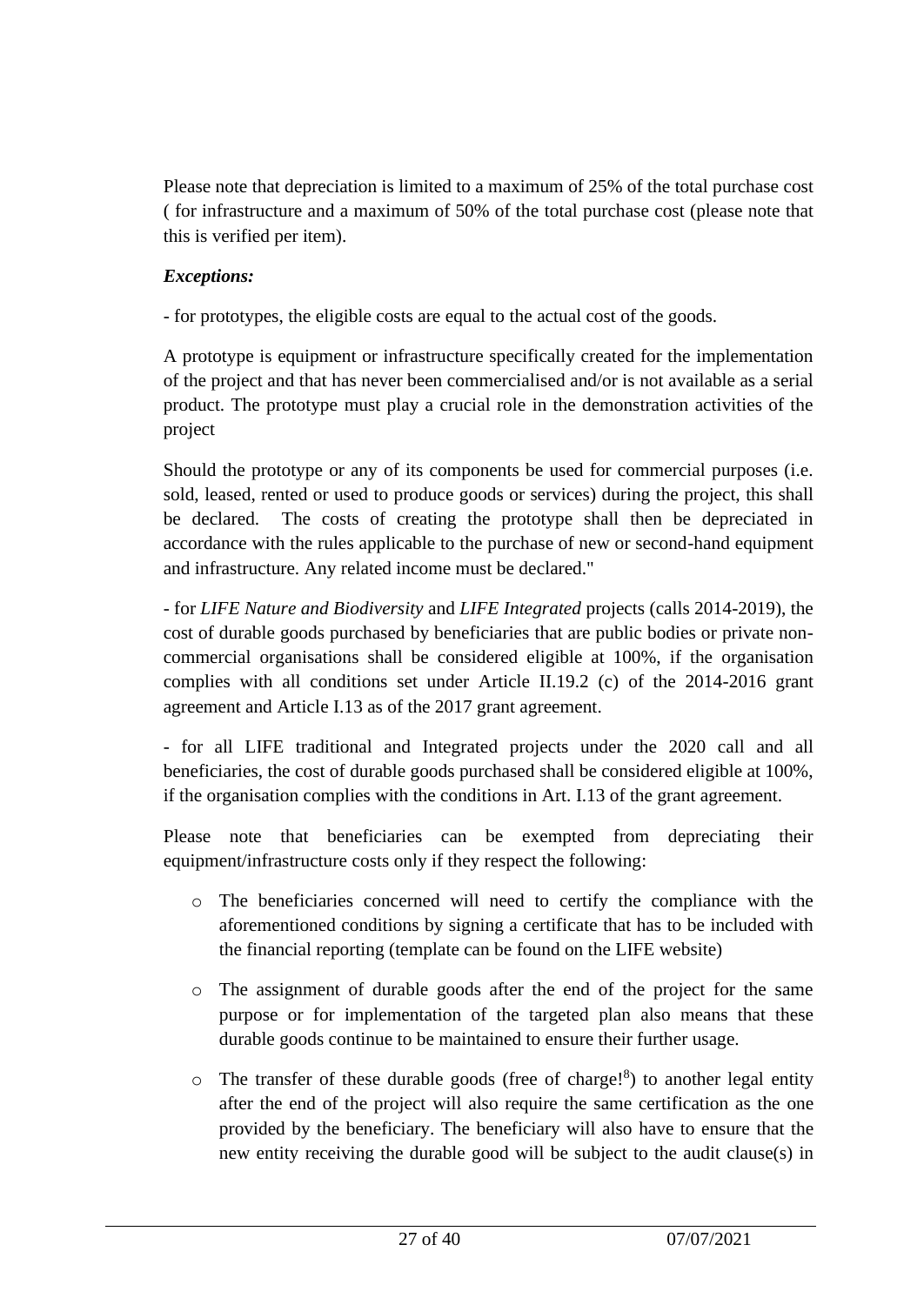Please note that depreciation is limited to a maximum of 25% of the total purchase cost ( for infrastructure and a maximum of 50% of the total purchase cost (please note that this is verified per item).

***Exceptions:***

- for prototypes, the eligible costs are equal to the actual cost of the goods.

A prototype is equipment or infrastructure specifically created for the implementation of the project and that has never been commercialised and/or is not available as a serial product. The prototype must play a crucial role in the demonstration activities of the project

Should the prototype or any of its components be used for commercial purposes (i.e. sold, leased, rented or used to produce goods or services) during the project, this shall be declared. The costs of creating the prototype shall then be depreciated in accordance with the rules applicable to the purchase of new or second-hand equipment and infrastructure. Any related income must be declared."

- for *LIFE Nature and Biodiversity* and *LIFE Integrated* projects (calls 2014-2019), the cost of durable goods purchased by beneficiaries that are public bodies or private non-commercial organisations shall be considered eligible at 100%, if the organisation complies with all conditions set under Article II.19.2 (c) of the 2014-2016 grant agreement and Article I.13 as of the 2017 grant agreement.

- for all LIFE traditional and Integrated projects under the 2020 call and all beneficiaries, the cost of durable goods purchased shall be considered eligible at 100%, if the organisation complies with the conditions in Art. I.13 of the grant agreement.

Please note that beneficiaries can be exempted from depreciating their equipment/infrastructure costs only if they respect the following:

- The beneficiaries concerned will need to certify the compliance with the aforementioned conditions by signing a certificate that has to be included with the financial reporting (template can be found on the LIFE website)
- The assignment of durable goods after the end of the project for the same purpose or for implementation of the targeted plan also means that these durable goods continue to be maintained to ensure their further usage.
- The transfer of these durable goods (free of charge![8]) to another legal entity after the end of the project will also require the same certification as the one provided by the beneficiary. The beneficiary will also have to ensure that the new entity receiving the durable good will be subject to the audit clause(s) in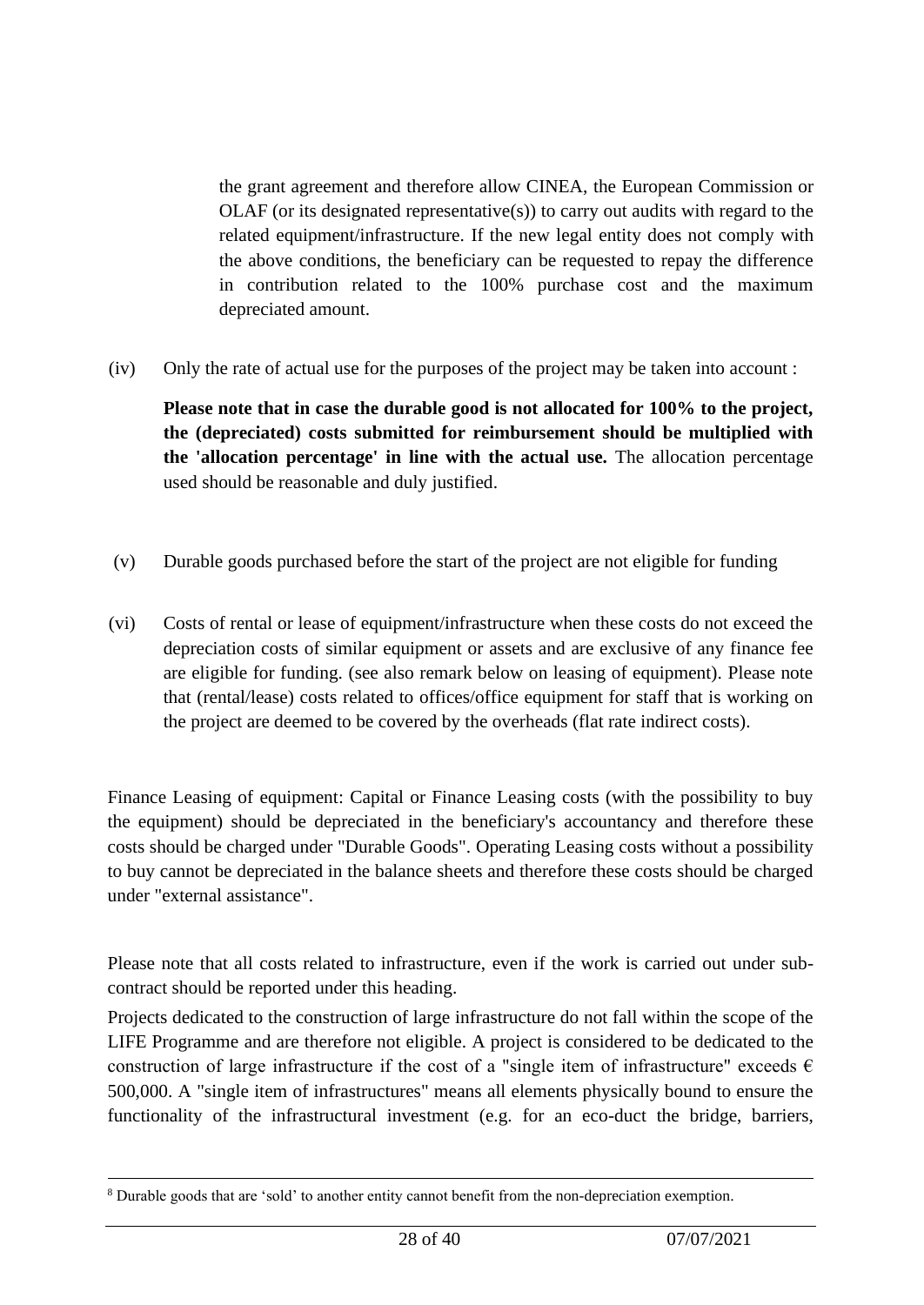the grant agreement and therefore allow CINEA, the European Commission or OLAF (or its designated representative(s)) to carry out audits with regard to the related equipment/infrastructure. If the new legal entity does not comply with the above conditions, the beneficiary can be requested to repay the difference in contribution related to the 100% purchase cost and the maximum depreciated amount.

(iv) Only the rate of actual use for the purposes of the project may be taken into account :

**Please note that in case the durable good is not allocated for 100% to the project, the (depreciated) costs submitted for reimbursement should be multiplied with the 'allocation percentage' in line with the actual use.** The allocation percentage used should be reasonable and duly justified.

(v) Durable goods purchased before the start of the project are not eligible for funding

(vi) Costs of rental or lease of equipment/infrastructure when these costs do not exceed the depreciation costs of similar equipment or assets and are exclusive of any finance fee are eligible for funding. (see also remark below on leasing of equipment). Please note that (rental/lease) costs related to offices/office equipment for staff that is working on the project are deemed to be covered by the overheads (flat rate indirect costs).

Finance Leasing of equipment: Capital or Finance Leasing costs (with the possibility to buy the equipment) should be depreciated in the beneficiary's accountancy and therefore these costs should be charged under "Durable Goods". Operating Leasing costs without a possibility to buy cannot be depreciated in the balance sheets and therefore these costs should be charged under "external assistance".

Please note that all costs related to infrastructure, even if the work is carried out under sub-contract should be reported under this heading.

Projects dedicated to the construction of large infrastructure do not fall within the scope of the LIFE Programme and are therefore not eligible. A project is considered to be dedicated to the construction of large infrastructure if the cost of a "single item of infrastructure" exceeds € 500,000. A "single item of infrastructures" means all elements physically bound to ensure the functionality of the infrastructural investment (e.g. for an eco-duct the bridge, barriers,

---

[8] Durable goods that are 'sold' to another entity cannot benefit from the non-depreciation exemption.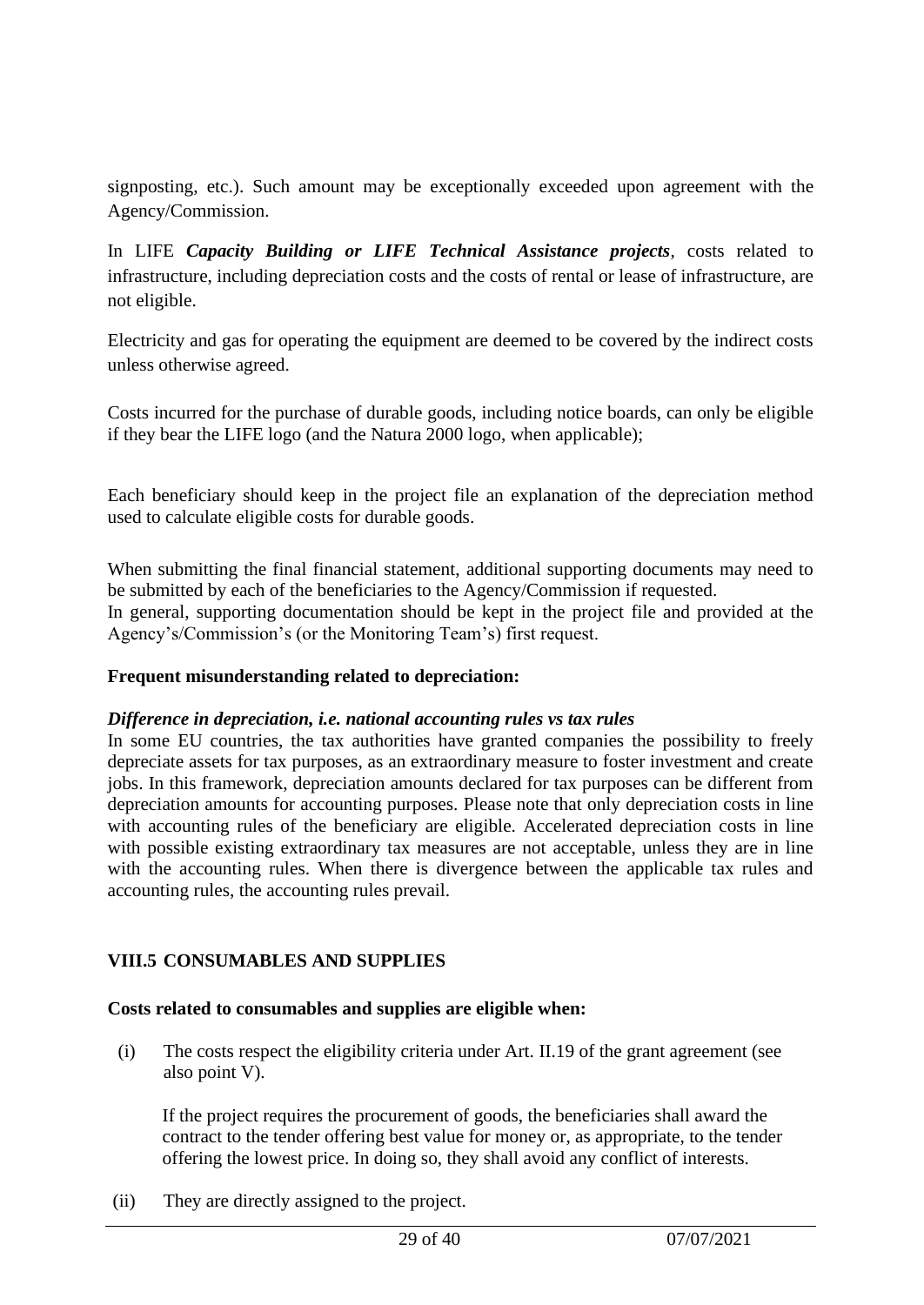signposting, etc.). Such amount may be exceptionally exceeded upon agreement with the Agency/Commission.

In LIFE ***Capacity Building or LIFE Technical Assistance projects***, costs related to infrastructure, including depreciation costs and the costs of rental or lease of infrastructure, are not eligible.

Electricity and gas for operating the equipment are deemed to be covered by the indirect costs unless otherwise agreed.

Costs incurred for the purchase of durable goods, including notice boards, can only be eligible if they bear the LIFE logo (and the Natura 2000 logo, when applicable);

Each beneficiary should keep in the project file an explanation of the depreciation method used to calculate eligible costs for durable goods.

When submitting the final financial statement, additional supporting documents may need to be submitted by each of the beneficiaries to the Agency/Commission if requested.
In general, supporting documentation should be kept in the project file and provided at the Agency's/Commission's (or the Monitoring Team's) first request.

**Frequent misunderstanding related to depreciation:**

***Difference in depreciation, i.e. national accounting rules vs tax rules***
In some EU countries, the tax authorities have granted companies the possibility to freely depreciate assets for tax purposes, as an extraordinary measure to foster investment and create jobs. In this framework, depreciation amounts declared for tax purposes can be different from depreciation amounts for accounting purposes. Please note that only depreciation costs in line with accounting rules of the beneficiary are eligible. Accelerated depreciation costs in line with possible existing extraordinary tax measures are not acceptable, unless they are in line with the accounting rules. When there is divergence between the applicable tax rules and accounting rules, the accounting rules prevail.

## VIII.5 CONSUMABLES AND SUPPLIES

**Costs related to consumables and supplies are eligible when:**

(i) The costs respect the eligibility criteria under Art. II.19 of the grant agreement (see also point V).

If the project requires the procurement of goods, the beneficiaries shall award the contract to the tender offering best value for money or, as appropriate, to the tender offering the lowest price. In doing so, they shall avoid any conflict of interests.

(ii) They are directly assigned to the project.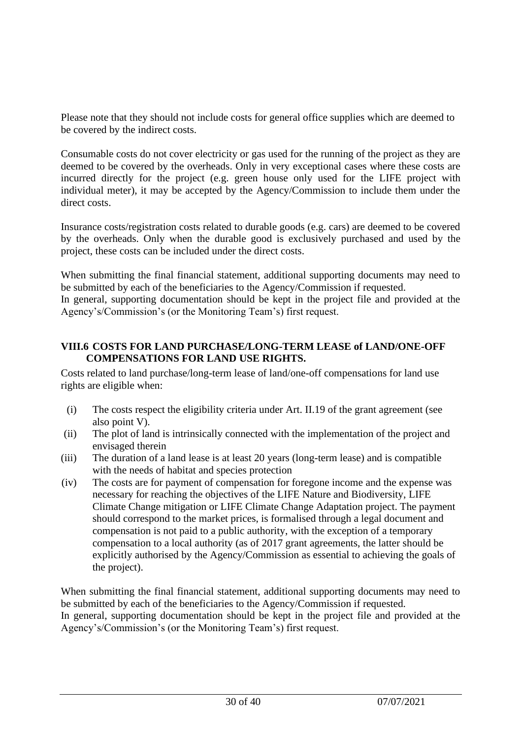Please note that they should not include costs for general office supplies which are deemed to be covered by the indirect costs.

Consumable costs do not cover electricity or gas used for the running of the project as they are deemed to be covered by the overheads. Only in very exceptional cases where these costs are incurred directly for the project (e.g. green house only used for the LIFE project with individual meter), it may be accepted by the Agency/Commission to include them under the direct costs.

Insurance costs/registration costs related to durable goods (e.g. cars) are deemed to be covered by the overheads. Only when the durable good is exclusively purchased and used by the project, these costs can be included under the direct costs.

When submitting the final financial statement, additional supporting documents may need to be submitted by each of the beneficiaries to the Agency/Commission if requested.
In general, supporting documentation should be kept in the project file and provided at the Agency's/Commission's (or the Monitoring Team's) first request.

### VIII.6 COSTS FOR LAND PURCHASE/LONG-TERM LEASE of LAND/ONE-OFF COMPENSATIONS FOR LAND USE RIGHTS.

Costs related to land purchase/long-term lease of land/one-off compensations for land use rights are eligible when:

(i) The costs respect the eligibility criteria under Art. II.19 of the grant agreement (see also point V).

(ii) The plot of land is intrinsically connected with the implementation of the project and envisaged therein

(iii) The duration of a land lease is at least 20 years (long-term lease) and is compatible with the needs of habitat and species protection

(iv) The costs are for payment of compensation for foregone income and the expense was necessary for reaching the objectives of the LIFE Nature and Biodiversity, LIFE Climate Change mitigation or LIFE Climate Change Adaptation project. The payment should correspond to the market prices, is formalised through a legal document and compensation is not paid to a public authority, with the exception of a temporary compensation to a local authority (as of 2017 grant agreements, the latter should be explicitly authorised by the Agency/Commission as essential to achieving the goals of the project).

When submitting the final financial statement, additional supporting documents may need to be submitted by each of the beneficiaries to the Agency/Commission if requested.
In general, supporting documentation should be kept in the project file and provided at the Agency's/Commission's (or the Monitoring Team's) first request.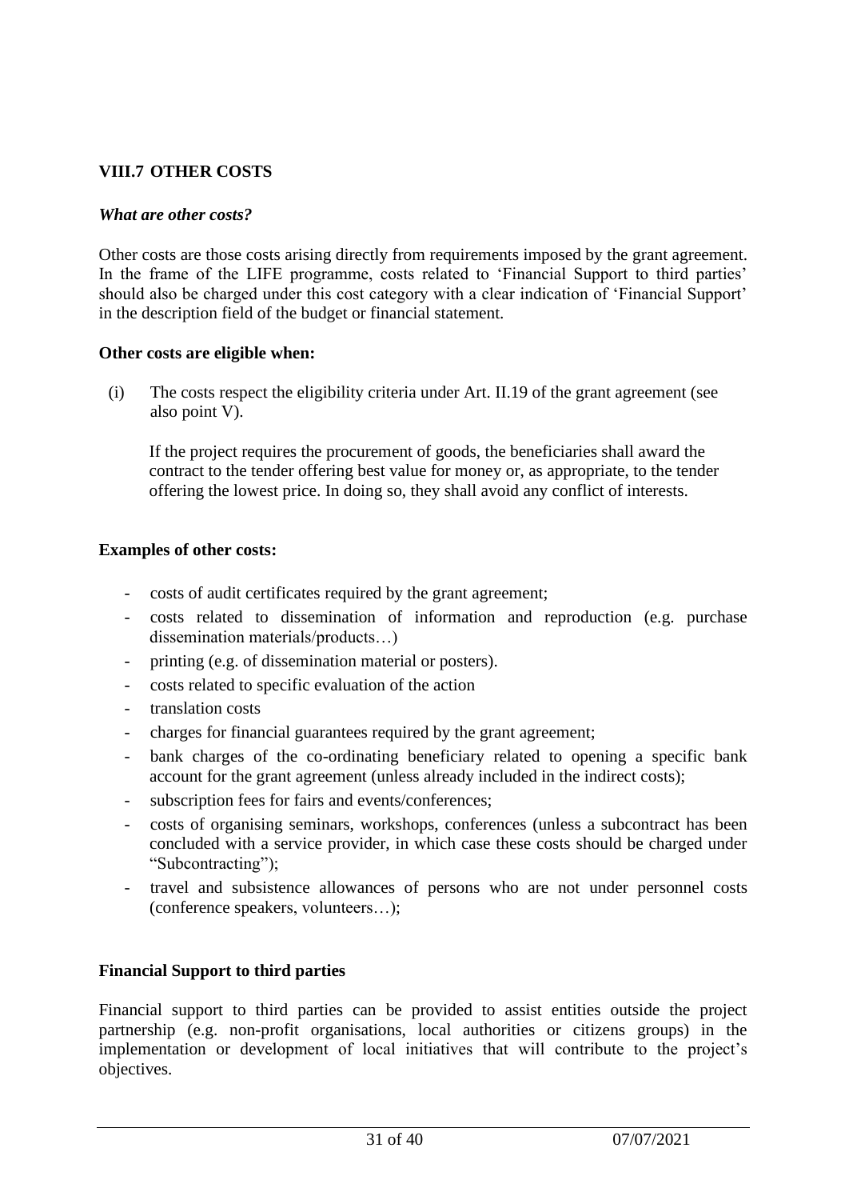## VIII.7 OTHER COSTS

***What are other costs?***

Other costs are those costs arising directly from requirements imposed by the grant agreement. In the frame of the LIFE programme, costs related to 'Financial Support to third parties' should also be charged under this cost category with a clear indication of 'Financial Support' in the description field of the budget or financial statement.

**Other costs are eligible when:**

(i) The costs respect the eligibility criteria under Art. II.19 of the grant agreement (see also point V).

If the project requires the procurement of goods, the beneficiaries shall award the contract to the tender offering best value for money or, as appropriate, to the tender offering the lowest price. In doing so, they shall avoid any conflict of interests.

**Examples of other costs:**

- costs of audit certificates required by the grant agreement;
- costs related to dissemination of information and reproduction (e.g. purchase dissemination materials/products…)
- printing (e.g. of dissemination material or posters).
- costs related to specific evaluation of the action
- translation costs
- charges for financial guarantees required by the grant agreement;
- bank charges of the co-ordinating beneficiary related to opening a specific bank account for the grant agreement (unless already included in the indirect costs);
- subscription fees for fairs and events/conferences;
- costs of organising seminars, workshops, conferences (unless a subcontract has been concluded with a service provider, in which case these costs should be charged under "Subcontracting");
- travel and subsistence allowances of persons who are not under personnel costs (conference speakers, volunteers…);

**Financial Support to third parties**

Financial support to third parties can be provided to assist entities outside the project partnership (e.g. non-profit organisations, local authorities or citizens groups) in the implementation or development of local initiatives that will contribute to the project's objectives.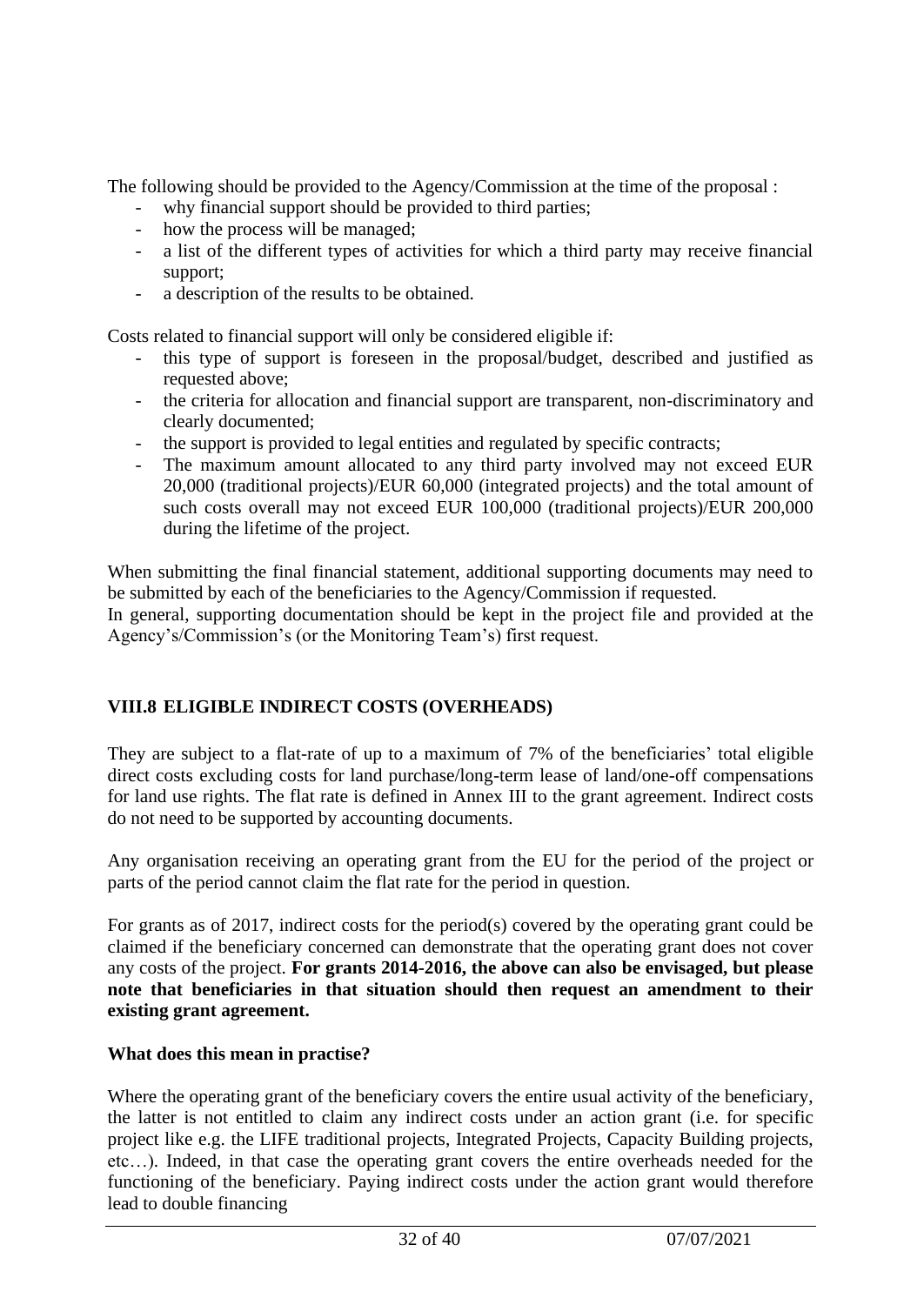The following should be provided to the Agency/Commission at the time of the proposal :

- why financial support should be provided to third parties;
- how the process will be managed;
- a list of the different types of activities for which a third party may receive financial support;
- a description of the results to be obtained.

Costs related to financial support will only be considered eligible if:

- this type of support is foreseen in the proposal/budget, described and justified as requested above;
- the criteria for allocation and financial support are transparent, non-discriminatory and clearly documented;
- the support is provided to legal entities and regulated by specific contracts;
- The maximum amount allocated to any third party involved may not exceed EUR 20,000 (traditional projects)/EUR 60,000 (integrated projects) and the total amount of such costs overall may not exceed EUR 100,000 (traditional projects)/EUR 200,000 during the lifetime of the project.

When submitting the final financial statement, additional supporting documents may need to be submitted by each of the beneficiaries to the Agency/Commission if requested.
In general, supporting documentation should be kept in the project file and provided at the Agency's/Commission's (or the Monitoring Team's) first request.

## VIII.8 ELIGIBLE INDIRECT COSTS (OVERHEADS)

They are subject to a flat-rate of up to a maximum of 7% of the beneficiaries' total eligible direct costs excluding costs for land purchase/long-term lease of land/one-off compensations for land use rights. The flat rate is defined in Annex III to the grant agreement. Indirect costs do not need to be supported by accounting documents.

Any organisation receiving an operating grant from the EU for the period of the project or parts of the period cannot claim the flat rate for the period in question.

For grants as of 2017, indirect costs for the period(s) covered by the operating grant could be claimed if the beneficiary concerned can demonstrate that the operating grant does not cover any costs of the project. **For grants 2014-2016, the above can also be envisaged, but please note that beneficiaries in that situation should then request an amendment to their existing grant agreement.**

**What does this mean in practise?**

Where the operating grant of the beneficiary covers the entire usual activity of the beneficiary, the latter is not entitled to claim any indirect costs under an action grant (i.e. for specific project like e.g. the LIFE traditional projects, Integrated Projects, Capacity Building projects, etc…). Indeed, in that case the operating grant covers the entire overheads needed for the functioning of the beneficiary. Paying indirect costs under the action grant would therefore lead to double financing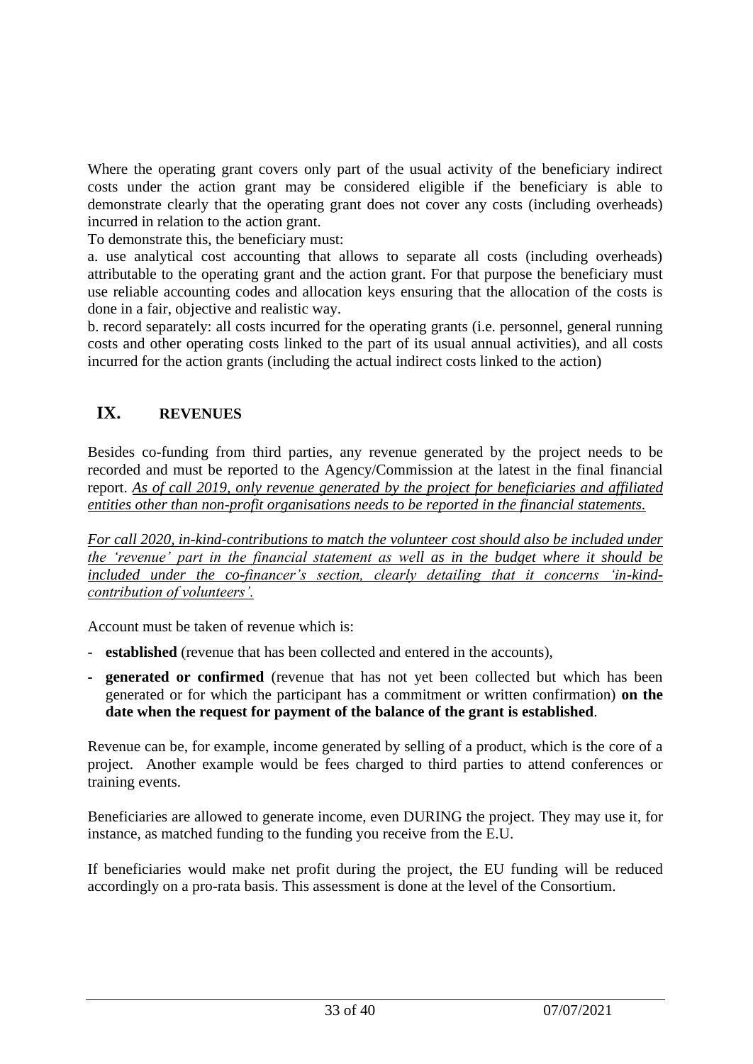Where the operating grant covers only part of the usual activity of the beneficiary indirect costs under the action grant may be considered eligible if the beneficiary is able to demonstrate clearly that the operating grant does not cover any costs (including overheads) incurred in relation to the action grant.

To demonstrate this, the beneficiary must:

a. use analytical cost accounting that allows to separate all costs (including overheads) attributable to the operating grant and the action grant. For that purpose the beneficiary must use reliable accounting codes and allocation keys ensuring that the allocation of the costs is done in a fair, objective and realistic way.

b. record separately: all costs incurred for the operating grants (i.e. personnel, general running costs and other operating costs linked to the part of its usual annual activities), and all costs incurred for the action grants (including the actual indirect costs linked to the action)

# IX. REVENUES

Besides co-funding from third parties, any revenue generated by the project needs to be recorded and must be reported to the Agency/Commission at the latest in the final financial report. *As of call 2019, only revenue generated by the project for beneficiaries and affiliated entities other than non-profit organisations needs to be reported in the financial statements.*

*For call 2020, in-kind-contributions to match the volunteer cost should also be included under the 'revenue' part in the financial statement as well as in the budget where it should be included under the co-financer's section, clearly detailing that it concerns 'in-kind-contribution of volunteers'.*

Account must be taken of revenue which is:

- **established** (revenue that has been collected and entered in the accounts),
- **generated or confirmed** (revenue that has not yet been collected but which has been generated or for which the participant has a commitment or written confirmation) **on the date when the request for payment of the balance of the grant is established**.

Revenue can be, for example, income generated by selling of a product, which is the core of a project. Another example would be fees charged to third parties to attend conferences or training events.

Beneficiaries are allowed to generate income, even DURING the project. They may use it, for instance, as matched funding to the funding you receive from the E.U.

If beneficiaries would make net profit during the project, the EU funding will be reduced accordingly on a pro-rata basis. This assessment is done at the level of the Consortium.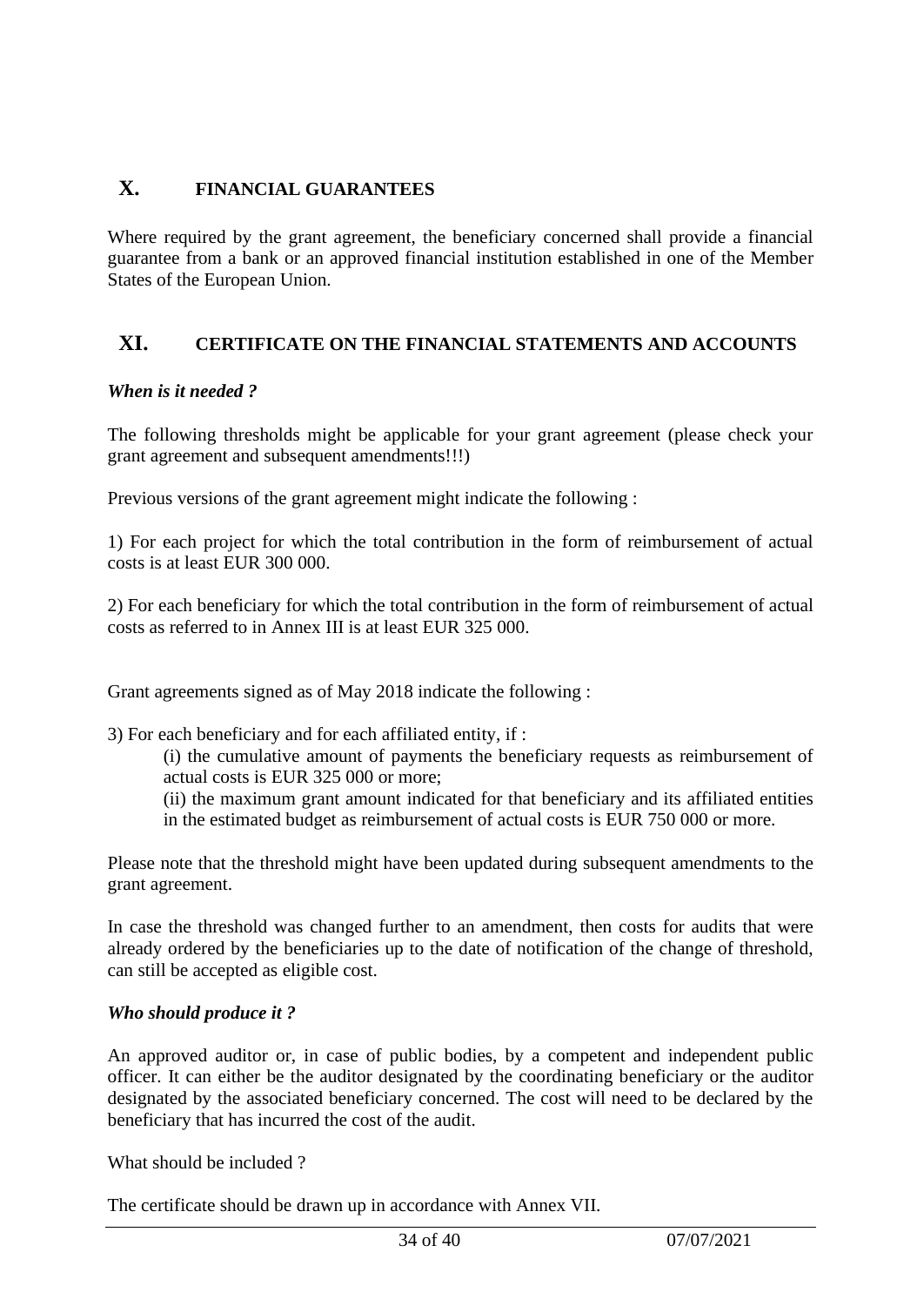## X. FINANCIAL GUARANTEES

Where required by the grant agreement, the beneficiary concerned shall provide a financial guarantee from a bank or an approved financial institution established in one of the Member States of the European Union.

## XI. CERTIFICATE ON THE FINANCIAL STATEMENTS AND ACCOUNTS

***When is it needed ?***

The following thresholds might be applicable for your grant agreement (please check your grant agreement and subsequent amendments!!!)

Previous versions of the grant agreement might indicate the following :

1) For each project for which the total contribution in the form of reimbursement of actual costs is at least EUR 300 000.

2) For each beneficiary for which the total contribution in the form of reimbursement of actual costs as referred to in Annex III is at least EUR 325 000.

Grant agreements signed as of May 2018 indicate the following :

3) For each beneficiary and for each affiliated entity, if :

(i) the cumulative amount of payments the beneficiary requests as reimbursement of actual costs is EUR 325 000 or more;

(ii) the maximum grant amount indicated for that beneficiary and its affiliated entities in the estimated budget as reimbursement of actual costs is EUR 750 000 or more.

Please note that the threshold might have been updated during subsequent amendments to the grant agreement.

In case the threshold was changed further to an amendment, then costs for audits that were already ordered by the beneficiaries up to the date of notification of the change of threshold, can still be accepted as eligible cost.

***Who should produce it ?***

An approved auditor or, in case of public bodies, by a competent and independent public officer. It can either be the auditor designated by the coordinating beneficiary or the auditor designated by the associated beneficiary concerned. The cost will need to be declared by the beneficiary that has incurred the cost of the audit.

What should be included ?

The certificate should be drawn up in accordance with Annex VII.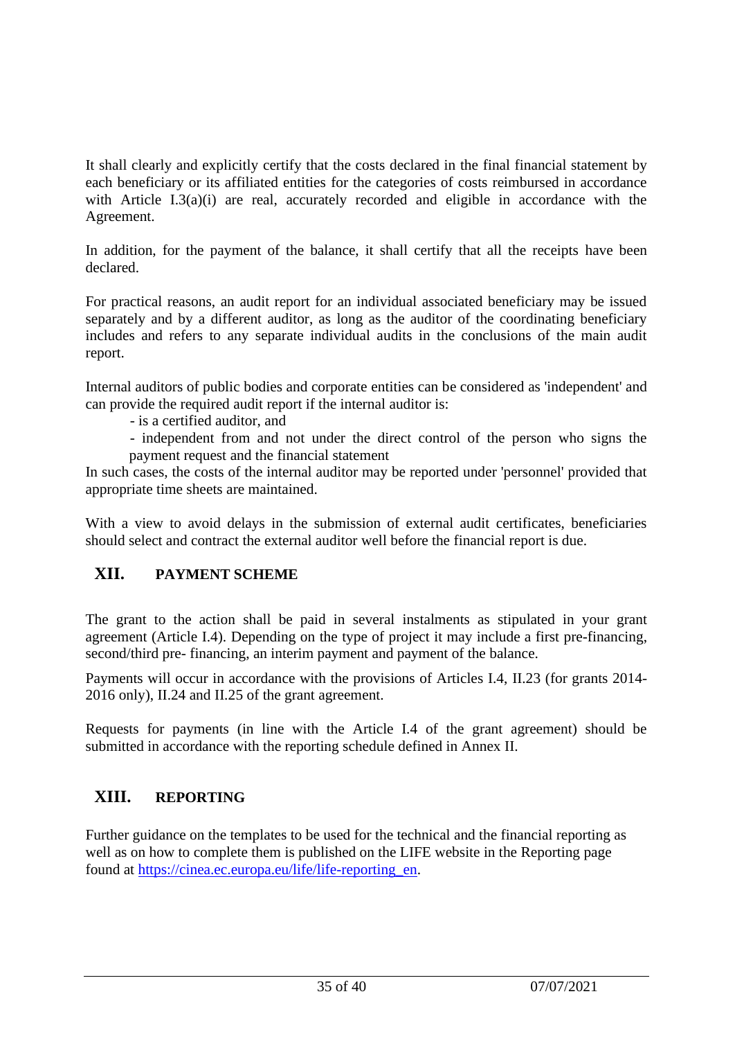It shall clearly and explicitly certify that the costs declared in the final financial statement by each beneficiary or its affiliated entities for the categories of costs reimbursed in accordance with Article I.3(a)(i) are real, accurately recorded and eligible in accordance with the Agreement.

In addition, for the payment of the balance, it shall certify that all the receipts have been declared.

For practical reasons, an audit report for an individual associated beneficiary may be issued separately and by a different auditor, as long as the auditor of the coordinating beneficiary includes and refers to any separate individual audits in the conclusions of the main audit report.

Internal auditors of public bodies and corporate entities can be considered as 'independent' and can provide the required audit report if the internal auditor is:

- is a certified auditor, and
- independent from and not under the direct control of the person who signs the payment request and the financial statement

In such cases, the costs of the internal auditor may be reported under 'personnel' provided that appropriate time sheets are maintained.

With a view to avoid delays in the submission of external audit certificates, beneficiaries should select and contract the external auditor well before the financial report is due.

## XII. PAYMENT SCHEME

The grant to the action shall be paid in several instalments as stipulated in your grant agreement (Article I.4). Depending on the type of project it may include a first pre-financing, second/third pre- financing, an interim payment and payment of the balance.

Payments will occur in accordance with the provisions of Articles I.4, II.23 (for grants 2014-2016 only), II.24 and II.25 of the grant agreement.

Requests for payments (in line with the Article I.4 of the grant agreement) should be submitted in accordance with the reporting schedule defined in Annex II.

## XIII. REPORTING

Further guidance on the templates to be used for the technical and the financial reporting as well as on how to complete them is published on the LIFE website in the Reporting page found at https://cinea.ec.europa.eu/life/life-reporting_en.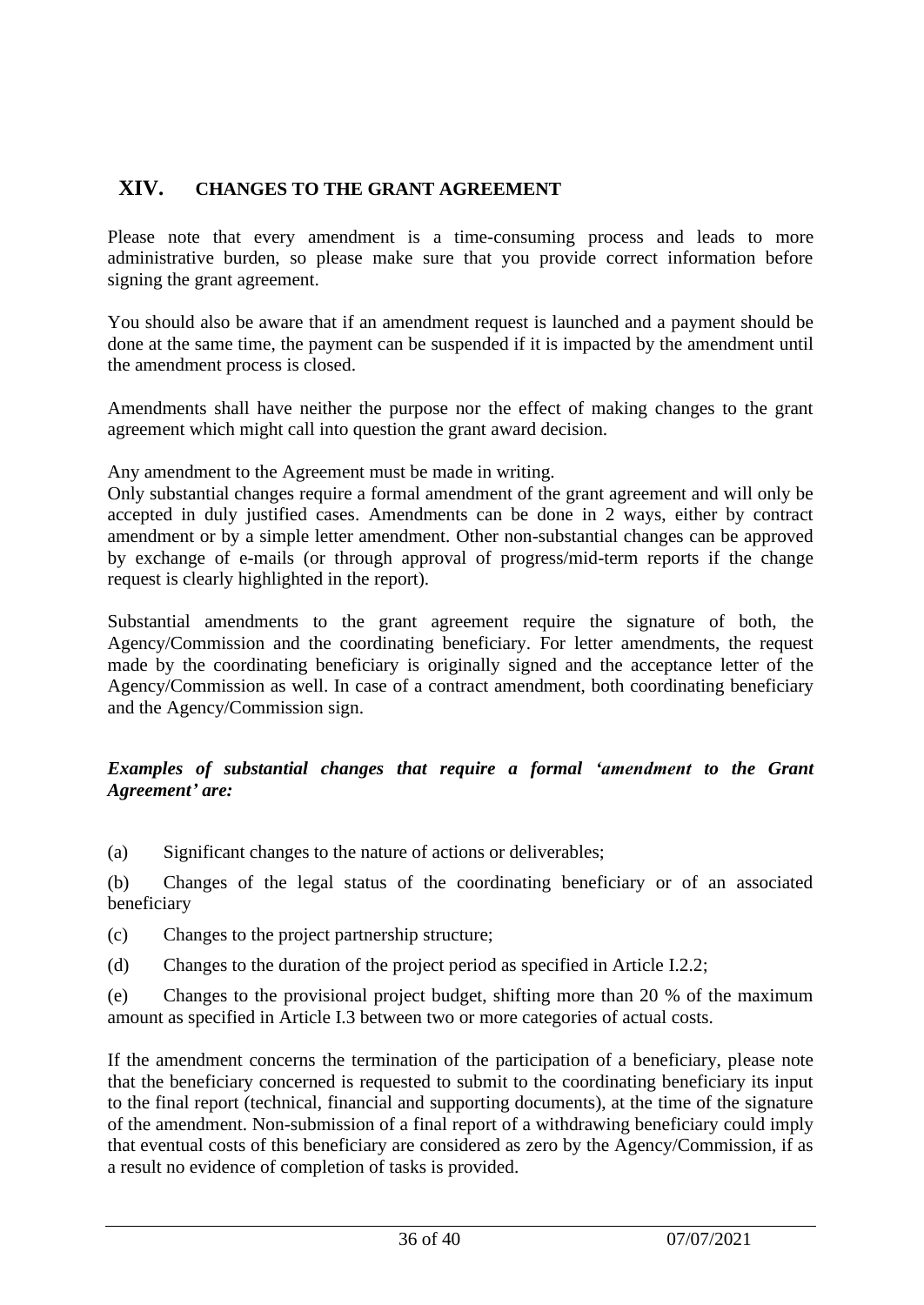## XIV. CHANGES TO THE GRANT AGREEMENT

Please note that every amendment is a time-consuming process and leads to more administrative burden, so please make sure that you provide correct information before signing the grant agreement.

You should also be aware that if an amendment request is launched and a payment should be done at the same time, the payment can be suspended if it is impacted by the amendment until the amendment process is closed.

Amendments shall have neither the purpose nor the effect of making changes to the grant agreement which might call into question the grant award decision.

Any amendment to the Agreement must be made in writing.
Only substantial changes require a formal amendment of the grant agreement and will only be accepted in duly justified cases. Amendments can be done in 2 ways, either by contract amendment or by a simple letter amendment. Other non-substantial changes can be approved by exchange of e-mails (or through approval of progress/mid-term reports if the change request is clearly highlighted in the report).

Substantial amendments to the grant agreement require the signature of both, the Agency/Commission and the coordinating beneficiary. For letter amendments, the request made by the coordinating beneficiary is originally signed and the acceptance letter of the Agency/Commission as well. In case of a contract amendment, both coordinating beneficiary and the Agency/Commission sign.

***Examples of substantial changes that require a formal 'amendment to the Grant Agreement' are:***

(a) Significant changes to the nature of actions or deliverables;

(b) Changes of the legal status of the coordinating beneficiary or of an associated beneficiary

(c) Changes to the project partnership structure;

(d) Changes to the duration of the project period as specified in Article I.2.2;

(e) Changes to the provisional project budget, shifting more than 20 % of the maximum amount as specified in Article I.3 between two or more categories of actual costs.

If the amendment concerns the termination of the participation of a beneficiary, please note that the beneficiary concerned is requested to submit to the coordinating beneficiary its input to the final report (technical, financial and supporting documents), at the time of the signature of the amendment. Non-submission of a final report of a withdrawing beneficiary could imply that eventual costs of this beneficiary are considered as zero by the Agency/Commission, if as a result no evidence of completion of tasks is provided.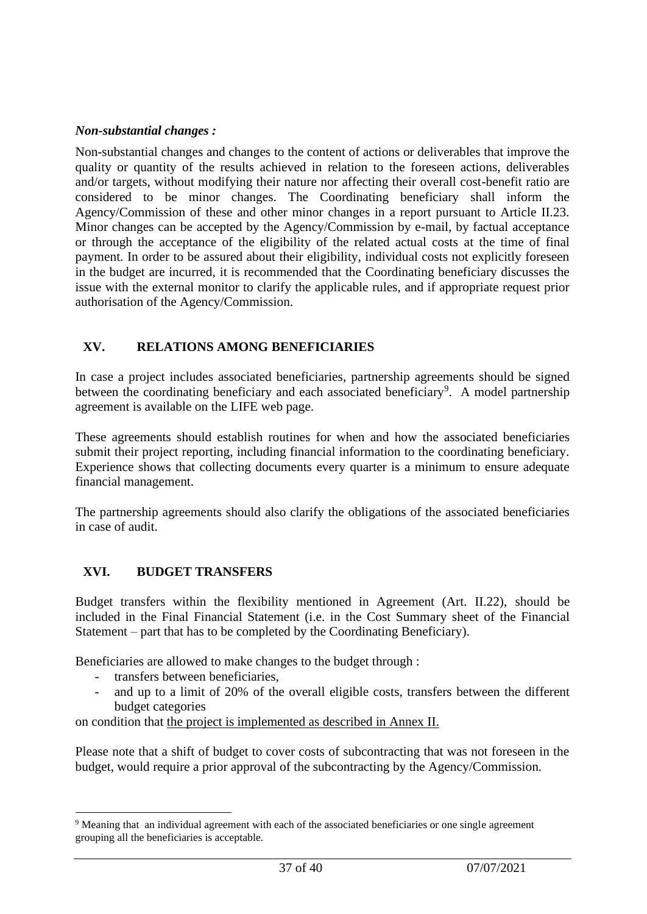***Non-substantial changes :***

Non-substantial changes and changes to the content of actions or deliverables that improve the quality or quantity of the results achieved in relation to the foreseen actions, deliverables and/or targets, without modifying their nature nor affecting their overall cost-benefit ratio are considered to be minor changes. The Coordinating beneficiary shall inform the Agency/Commission of these and other minor changes in a report pursuant to Article II.23. Minor changes can be accepted by the Agency/Commission by e-mail, by factual acceptance or through the acceptance of the eligibility of the related actual costs at the time of final payment. In order to be assured about their eligibility, individual costs not explicitly foreseen in the budget are incurred, it is recommended that the Coordinating beneficiary discusses the issue with the external monitor to clarify the applicable rules, and if appropriate request prior authorisation of the Agency/Commission.

## XV. RELATIONS AMONG BENEFICIARIES

In case a project includes associated beneficiaries, partnership agreements should be signed between the coordinating beneficiary and each associated beneficiary[9]. A model partnership agreement is available on the LIFE web page.

These agreements should establish routines for when and how the associated beneficiaries submit their project reporting, including financial information to the coordinating beneficiary. Experience shows that collecting documents every quarter is a minimum to ensure adequate financial management.

The partnership agreements should also clarify the obligations of the associated beneficiaries in case of audit.

## XVI. BUDGET TRANSFERS

Budget transfers within the flexibility mentioned in Agreement (Art. II.22), should be included in the Final Financial Statement (i.e. in the Cost Summary sheet of the Financial Statement – part that has to be completed by the Coordinating Beneficiary).

Beneficiaries are allowed to make changes to the budget through :

- transfers between beneficiaries,
- and up to a limit of 20% of the overall eligible costs, transfers between the different budget categories

on condition that <u>the project is implemented as described in Annex II.</u>

Please note that a shift of budget to cover costs of subcontracting that was not foreseen in the budget, would require a prior approval of the subcontracting by the Agency/Commission.

---

[9] Meaning that an individual agreement with each of the associated beneficiaries or one single agreement grouping all the beneficiaries is acceptable.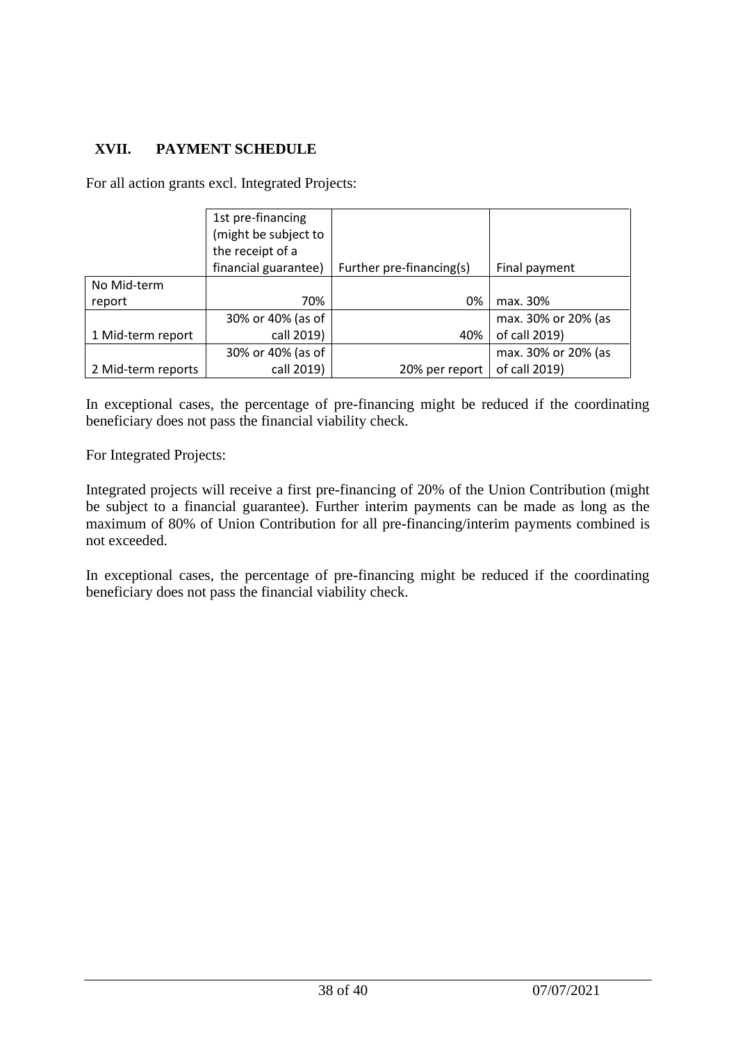## XVII. PAYMENT SCHEDULE

For all action grants excl. Integrated Projects:

| | 1st pre-financing (might be subject to the receipt of a financial guarantee) | Further pre-financing(s) | Final payment |
|---|---|---|---|
| No Mid-term report | 70% | 0% | max. 30% |
| 1 Mid-term report | 30% or 40% (as of call 2019) | 40% | max. 30% or 20% (as of call 2019) |
| 2 Mid-term reports | 30% or 40% (as of call 2019) | 20% per report | max. 30% or 20% (as of call 2019) |

In exceptional cases, the percentage of pre-financing might be reduced if the coordinating beneficiary does not pass the financial viability check.

For Integrated Projects:

Integrated projects will receive a first pre-financing of 20% of the Union Contribution (might be subject to a financial guarantee). Further interim payments can be made as long as the maximum of 80% of Union Contribution for all pre-financing/interim payments combined is not exceeded.

In exceptional cases, the percentage of pre-financing might be reduced if the coordinating beneficiary does not pass the financial viability check.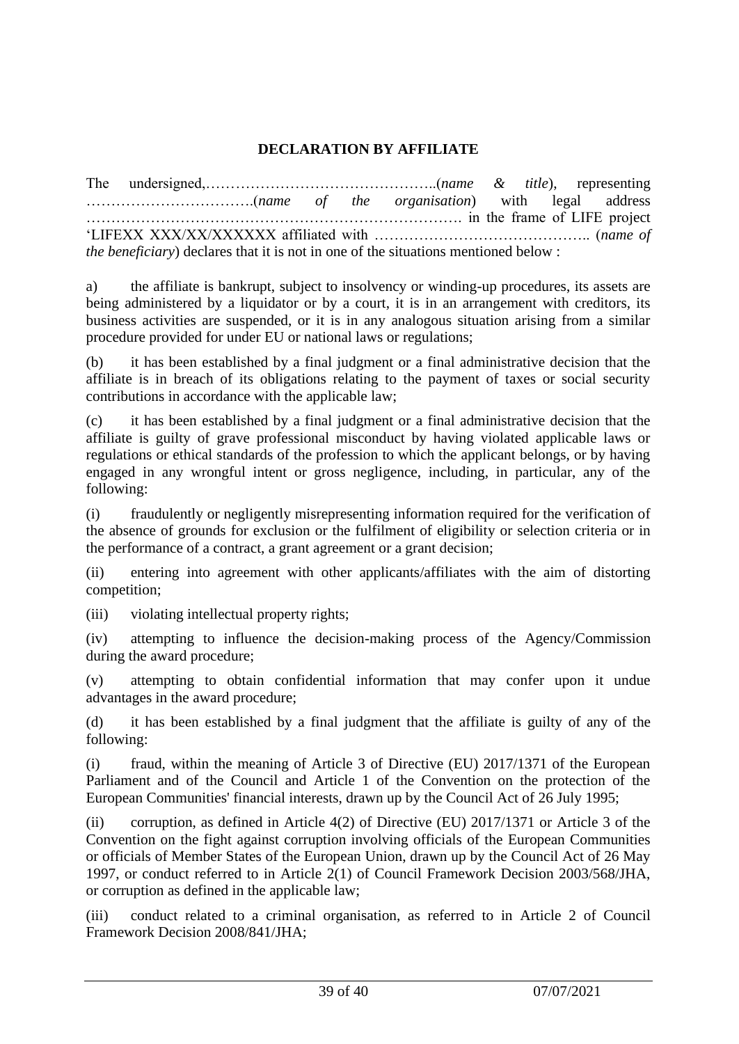## DECLARATION BY AFFILIATE

The undersigned,………………………………………..(*name & title*), representing …………………………….(*name of the organisation*) with legal address ………………………………………………………………. in the frame of LIFE project 'LIFEXX XXX/XX/XXXXXX affiliated with …………………………………….. (*name of the beneficiary*) declares that it is not in one of the situations mentioned below :

a) the affiliate is bankrupt, subject to insolvency or winding-up procedures, its assets are being administered by a liquidator or by a court, it is in an arrangement with creditors, its business activities are suspended, or it is in any analogous situation arising from a similar procedure provided for under EU or national laws or regulations;

(b) it has been established by a final judgment or a final administrative decision that the affiliate is in breach of its obligations relating to the payment of taxes or social security contributions in accordance with the applicable law;

(c) it has been established by a final judgment or a final administrative decision that the affiliate is guilty of grave professional misconduct by having violated applicable laws or regulations or ethical standards of the profession to which the applicant belongs, or by having engaged in any wrongful intent or gross negligence, including, in particular, any of the following:

(i) fraudulently or negligently misrepresenting information required for the verification of the absence of grounds for exclusion or the fulfilment of eligibility or selection criteria or in the performance of a contract, a grant agreement or a grant decision;

(ii) entering into agreement with other applicants/affiliates with the aim of distorting competition;

(iii) violating intellectual property rights;

(iv) attempting to influence the decision-making process of the Agency/Commission during the award procedure;

(v) attempting to obtain confidential information that may confer upon it undue advantages in the award procedure;

(d) it has been established by a final judgment that the affiliate is guilty of any of the following:

(i) fraud, within the meaning of Article 3 of Directive (EU) 2017/1371 of the European Parliament and of the Council and Article 1 of the Convention on the protection of the European Communities' financial interests, drawn up by the Council Act of 26 July 1995;

(ii) corruption, as defined in Article 4(2) of Directive (EU) 2017/1371 or Article 3 of the Convention on the fight against corruption involving officials of the European Communities or officials of Member States of the European Union, drawn up by the Council Act of 26 May 1997, or conduct referred to in Article 2(1) of Council Framework Decision 2003/568/JHA, or corruption as defined in the applicable law;

(iii) conduct related to a criminal organisation, as referred to in Article 2 of Council Framework Decision 2008/841/JHA;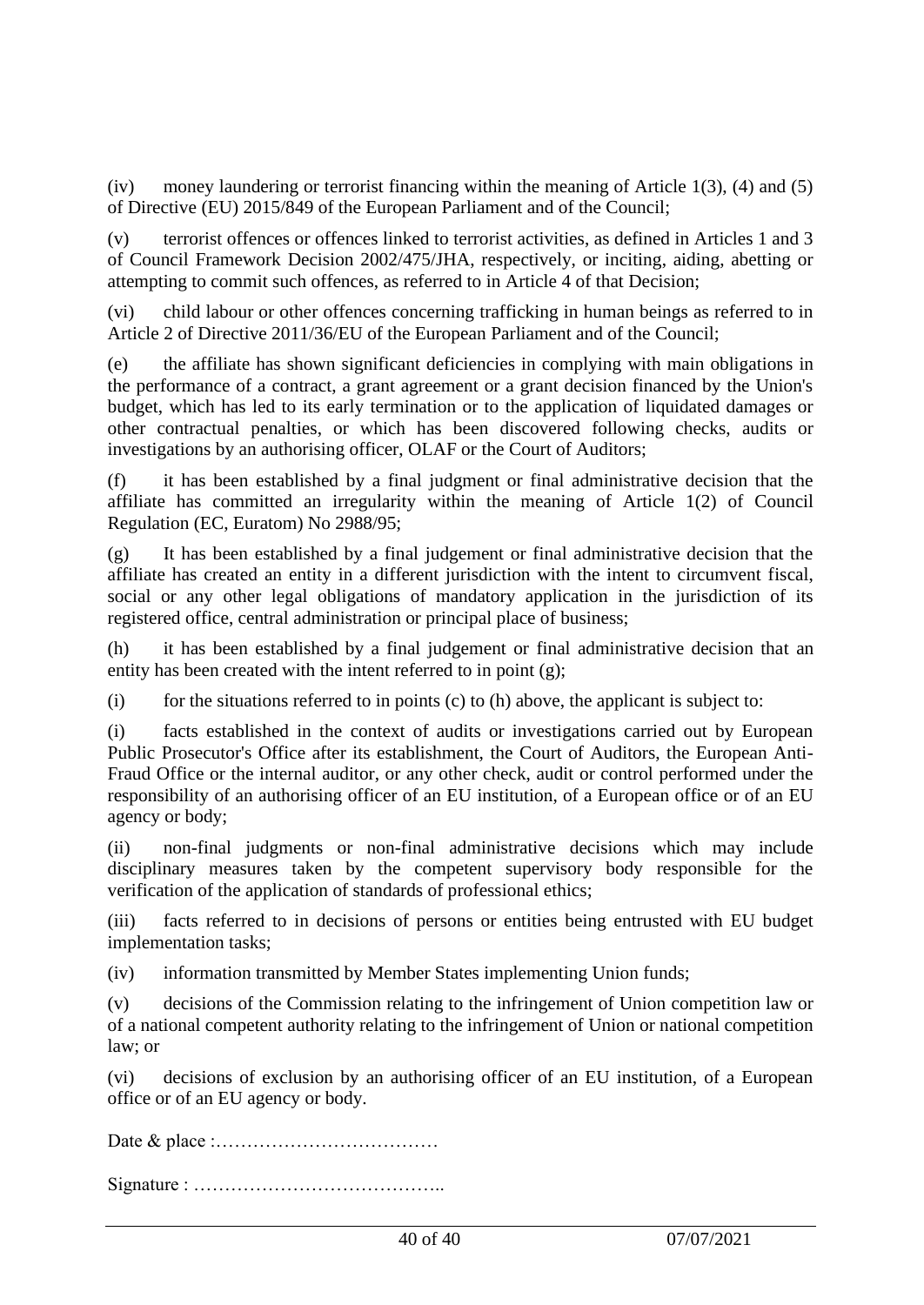(iv) money laundering or terrorist financing within the meaning of Article 1(3), (4) and (5) of Directive (EU) 2015/849 of the European Parliament and of the Council;

(v) terrorist offences or offences linked to terrorist activities, as defined in Articles 1 and 3 of Council Framework Decision 2002/475/JHA, respectively, or inciting, aiding, abetting or attempting to commit such offences, as referred to in Article 4 of that Decision;

(vi) child labour or other offences concerning trafficking in human beings as referred to in Article 2 of Directive 2011/36/EU of the European Parliament and of the Council;

(e) the affiliate has shown significant deficiencies in complying with main obligations in the performance of a contract, a grant agreement or a grant decision financed by the Union's budget, which has led to its early termination or to the application of liquidated damages or other contractual penalties, or which has been discovered following checks, audits or investigations by an authorising officer, OLAF or the Court of Auditors;

(f) it has been established by a final judgment or final administrative decision that the affiliate has committed an irregularity within the meaning of Article 1(2) of Council Regulation (EC, Euratom) No 2988/95;

(g) It has been established by a final judgement or final administrative decision that the affiliate has created an entity in a different jurisdiction with the intent to circumvent fiscal, social or any other legal obligations of mandatory application in the jurisdiction of its registered office, central administration or principal place of business;

(h) it has been established by a final judgement or final administrative decision that an entity has been created with the intent referred to in point (g);

(i) for the situations referred to in points (c) to (h) above, the applicant is subject to:

(i) facts established in the context of audits or investigations carried out by European Public Prosecutor's Office after its establishment, the Court of Auditors, the European Anti-Fraud Office or the internal auditor, or any other check, audit or control performed under the responsibility of an authorising officer of an EU institution, of a European office or of an EU agency or body;

(ii) non-final judgments or non-final administrative decisions which may include disciplinary measures taken by the competent supervisory body responsible for the verification of the application of standards of professional ethics;

(iii) facts referred to in decisions of persons or entities being entrusted with EU budget implementation tasks;

(iv) information transmitted by Member States implementing Union funds;

(v) decisions of the Commission relating to the infringement of Union competition law or of a national competent authority relating to the infringement of Union or national competition law; or

(vi) decisions of exclusion by an authorising officer of an EU institution, of a European office or of an EU agency or body.

Date & place :………………………………

Signature : …………………………………..